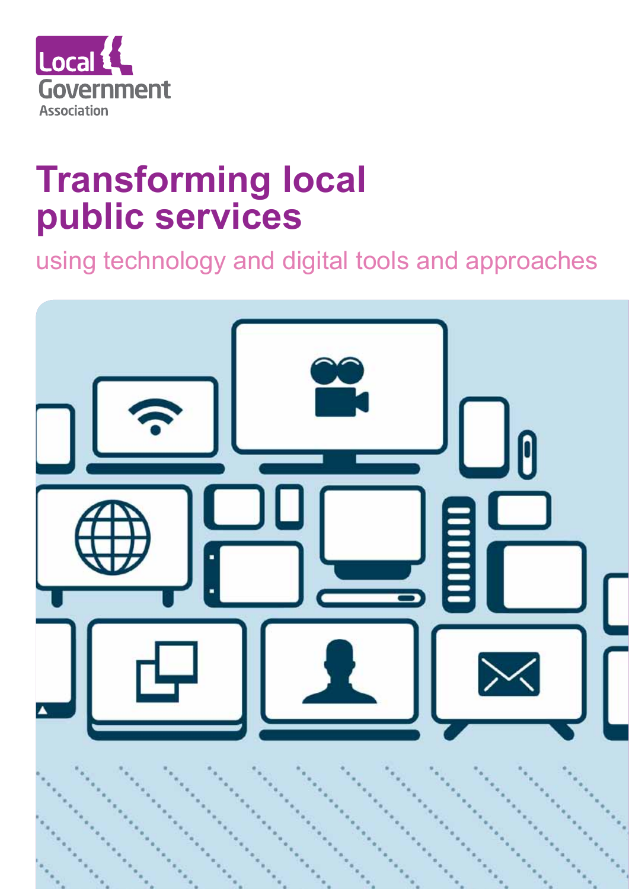Local Government Association

# Transforming local public services

## using technology and digital tools and approaches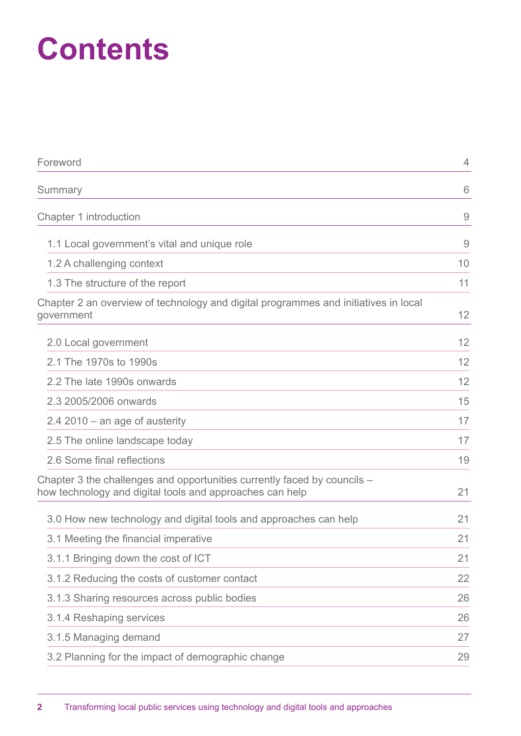# Contents

| | |
|---|---|
| Foreword | 4 |
| Summary | 6 |
| Chapter 1 introduction | 9 |
| 1.1 Local government's vital and unique role | 9 |
| 1.2 A challenging context | 10 |
| 1.3 The structure of the report | 11 |
| Chapter 2 an overview of technology and digital programmes and initiatives in local government | 12 |
| 2.0 Local government | 12 |
| 2.1 The 1970s to 1990s | 12 |
| 2.2 The late 1990s onwards | 12 |
| 2.3 2005/2006 onwards | 15 |
| 2.4 2010 – an age of austerity | 17 |
| 2.5 The online landscape today | 17 |
| 2.6 Some final reflections | 19 |
| Chapter 3 the challenges and opportunities currently faced by councils – how technology and digital tools and approaches can help | 21 |
| 3.0 How new technology and digital tools and approaches can help | 21 |
| 3.1 Meeting the financial imperative | 21 |
| 3.1.1 Bringing down the cost of ICT | 21 |
| 3.1.2 Reducing the costs of customer contact | 22 |
| 3.1.3 Sharing resources across public bodies | 26 |
| 3.1.4 Reshaping services | 26 |
| 3.1.5 Managing demand | 27 |
| 3.2 Planning for the impact of demographic change | 29 |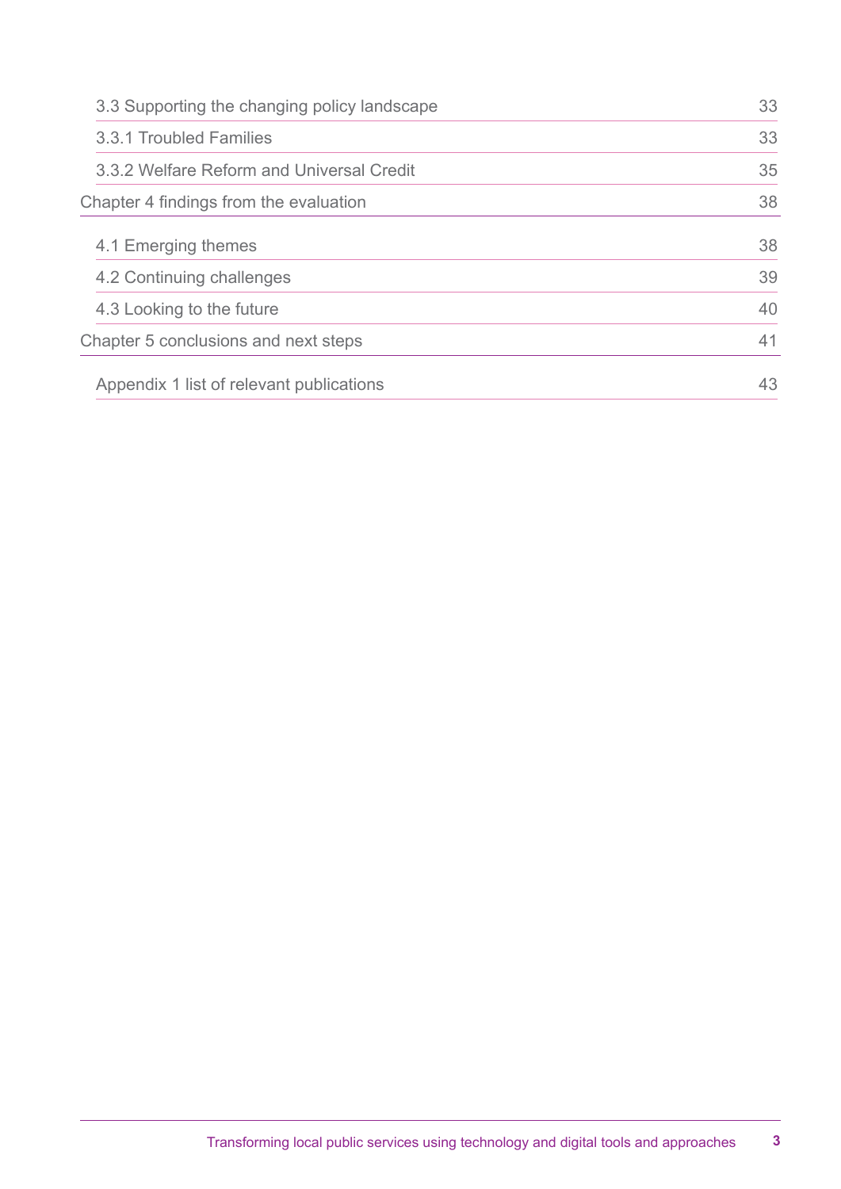| | |
|---|---|
| 3.3 Supporting the changing policy landscape | 33 |
| 3.3.1 Troubled Families | 33 |
| 3.3.2 Welfare Reform and Universal Credit | 35 |
| Chapter 4 findings from the evaluation | 38 |
| 4.1 Emerging themes | 38 |
| 4.2 Continuing challenges | 39 |
| 4.3 Looking to the future | 40 |
| Chapter 5 conclusions and next steps | 41 |
| Appendix 1 list of relevant publications | 43 |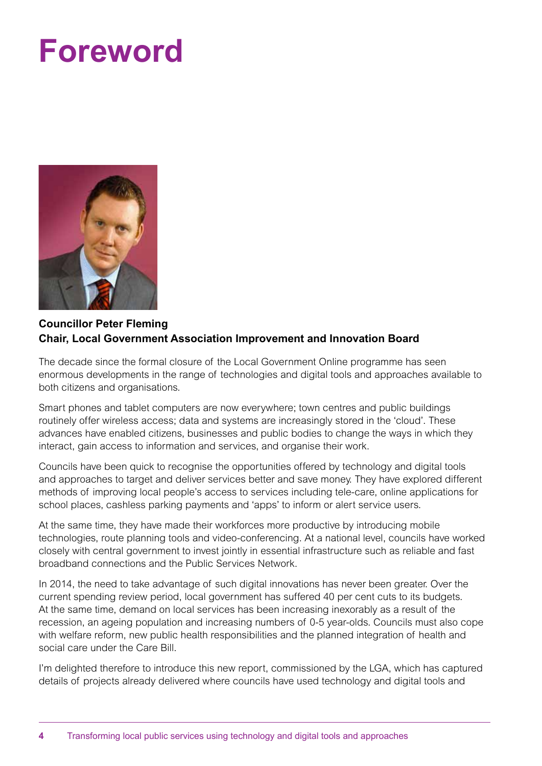# Foreword

**Councillor Peter Fleming**
**Chair, Local Government Association Improvement and Innovation Board**

The decade since the formal closure of the Local Government Online programme has seen enormous developments in the range of technologies and digital tools and approaches available to both citizens and organisations.

Smart phones and tablet computers are now everywhere; town centres and public buildings routinely offer wireless access; data and systems are increasingly stored in the 'cloud'. These advances have enabled citizens, businesses and public bodies to change the ways in which they interact, gain access to information and services, and organise their work.

Councils have been quick to recognise the opportunities offered by technology and digital tools and approaches to target and deliver services better and save money. They have explored different methods of improving local people's access to services including tele-care, online applications for school places, cashless parking payments and 'apps' to inform or alert service users.

At the same time, they have made their workforces more productive by introducing mobile technologies, route planning tools and video-conferencing. At a national level, councils have worked closely with central government to invest jointly in essential infrastructure such as reliable and fast broadband connections and the Public Services Network.

In 2014, the need to take advantage of such digital innovations has never been greater. Over the current spending review period, local government has suffered 40 per cent cuts to its budgets. At the same time, demand on local services has been increasing inexorably as a result of the recession, an ageing population and increasing numbers of 0-5 year-olds. Councils must also cope with welfare reform, new public health responsibilities and the planned integration of health and social care under the Care Bill.

I'm delighted therefore to introduce this new report, commissioned by the LGA, which has captured details of projects already delivered where councils have used technology and digital tools and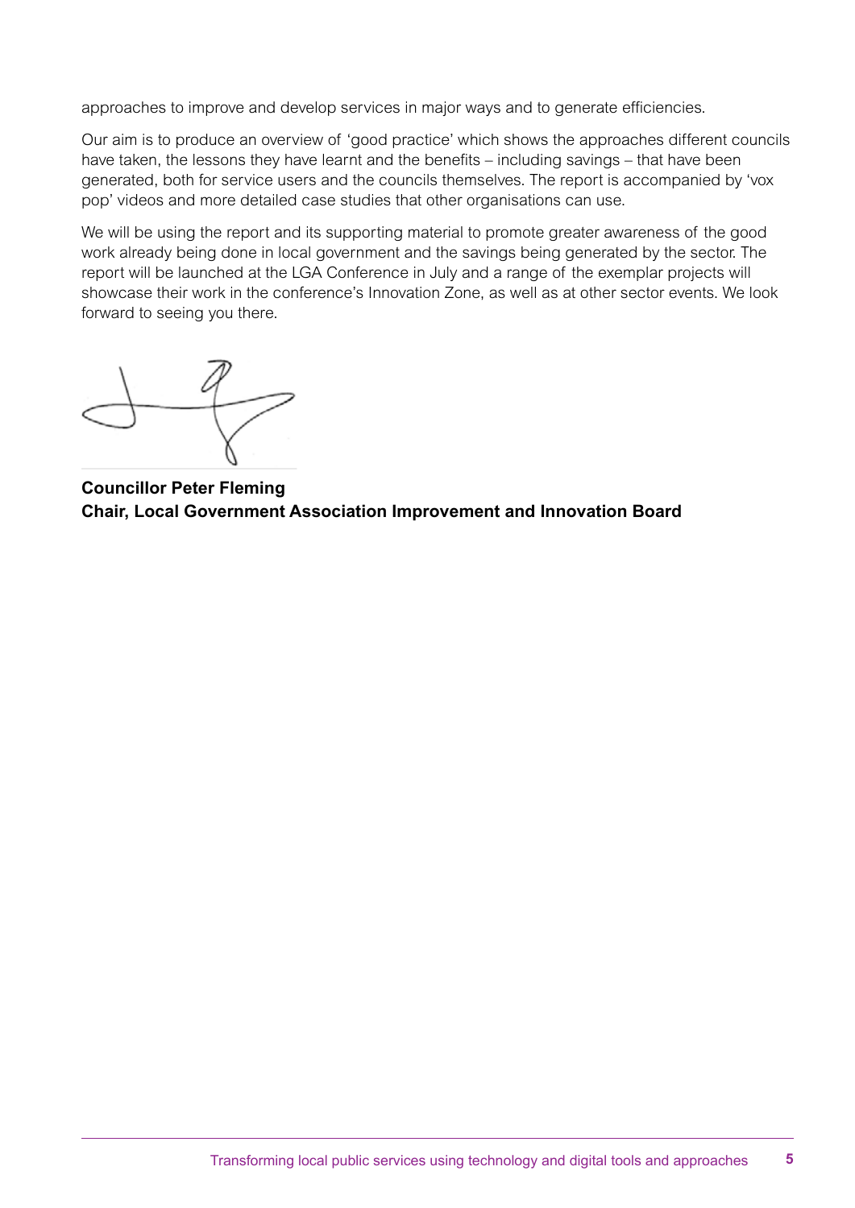approaches to improve and develop services in major ways and to generate efficiencies.

Our aim is to produce an overview of 'good practice' which shows the approaches different councils have taken, the lessons they have learnt and the benefits – including savings – that have been generated, both for service users and the councils themselves. The report is accompanied by 'vox pop' videos and more detailed case studies that other organisations can use.

We will be using the report and its supporting material to promote greater awareness of the good work already being done in local government and the savings being generated by the sector. The report will be launched at the LGA Conference in July and a range of the exemplar projects will showcase their work in the conference's Innovation Zone, as well as at other sector events. We look forward to seeing you there.

**Councillor Peter Fleming**
**Chair, Local Government Association Improvement and Innovation Board**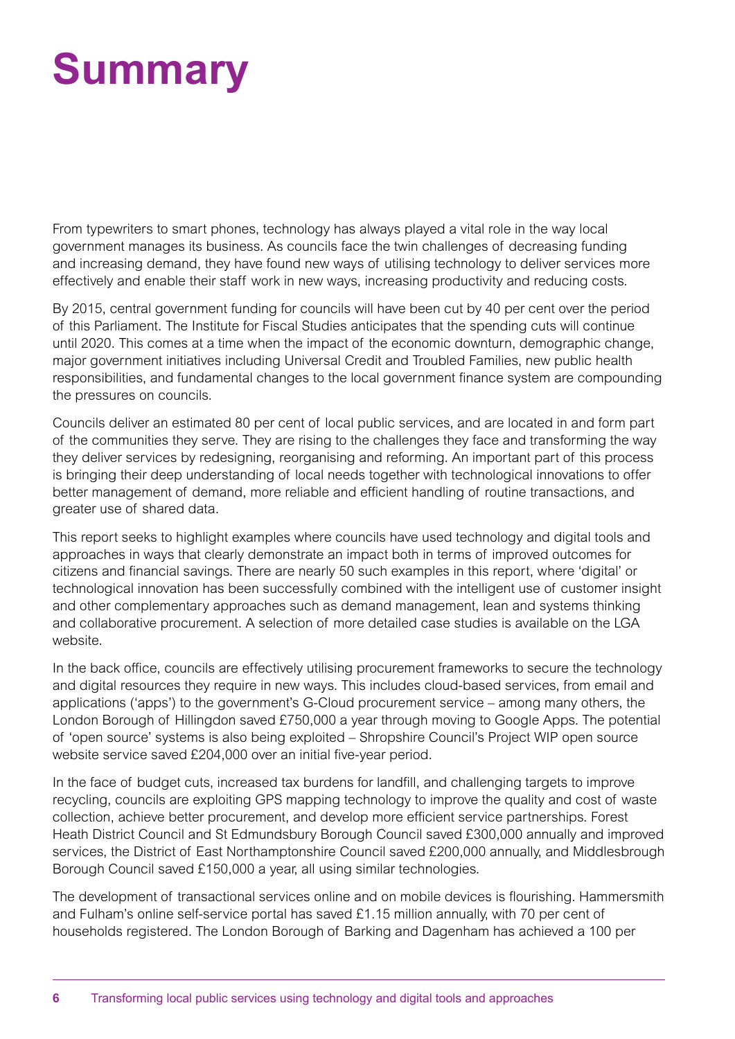# Summary

From typewriters to smart phones, technology has always played a vital role in the way local government manages its business. As councils face the twin challenges of decreasing funding and increasing demand, they have found new ways of utilising technology to deliver services more effectively and enable their staff work in new ways, increasing productivity and reducing costs.

By 2015, central government funding for councils will have been cut by 40 per cent over the period of this Parliament. The Institute for Fiscal Studies anticipates that the spending cuts will continue until 2020. This comes at a time when the impact of the economic downturn, demographic change, major government initiatives including Universal Credit and Troubled Families, new public health responsibilities, and fundamental changes to the local government finance system are compounding the pressures on councils.

Councils deliver an estimated 80 per cent of local public services, and are located in and form part of the communities they serve. They are rising to the challenges they face and transforming the way they deliver services by redesigning, reorganising and reforming. An important part of this process is bringing their deep understanding of local needs together with technological innovations to offer better management of demand, more reliable and efficient handling of routine transactions, and greater use of shared data.

This report seeks to highlight examples where councils have used technology and digital tools and approaches in ways that clearly demonstrate an impact both in terms of improved outcomes for citizens and financial savings. There are nearly 50 such examples in this report, where 'digital' or technological innovation has been successfully combined with the intelligent use of customer insight and other complementary approaches such as demand management, lean and systems thinking and collaborative procurement. A selection of more detailed case studies is available on the LGA website.

In the back office, councils are effectively utilising procurement frameworks to secure the technology and digital resources they require in new ways. This includes cloud-based services, from email and applications ('apps') to the government's G-Cloud procurement service – among many others, the London Borough of Hillingdon saved £750,000 a year through moving to Google Apps. The potential of 'open source' systems is also being exploited – Shropshire Council's Project WIP open source website service saved £204,000 over an initial five-year period.

In the face of budget cuts, increased tax burdens for landfill, and challenging targets to improve recycling, councils are exploiting GPS mapping technology to improve the quality and cost of waste collection, achieve better procurement, and develop more efficient service partnerships. Forest Heath District Council and St Edmundsbury Borough Council saved £300,000 annually and improved services, the District of East Northamptonshire Council saved £200,000 annually, and Middlesbrough Borough Council saved £150,000 a year, all using similar technologies.

The development of transactional services online and on mobile devices is flourishing. Hammersmith and Fulham's online self-service portal has saved £1.15 million annually, with 70 per cent of households registered. The London Borough of Barking and Dagenham has achieved a 100 per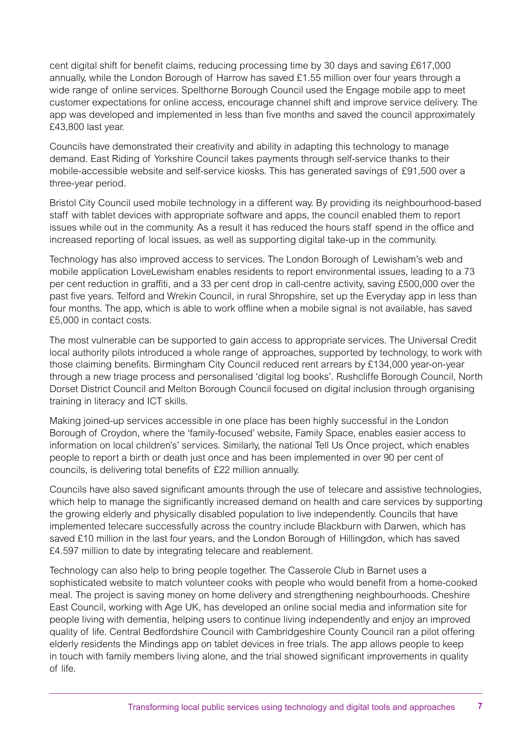cent digital shift for benefit claims, reducing processing time by 30 days and saving £617,000 annually, while the London Borough of Harrow has saved £1.55 million over four years through a wide range of online services. Spelthorne Borough Council used the Engage mobile app to meet customer expectations for online access, encourage channel shift and improve service delivery. The app was developed and implemented in less than five months and saved the council approximately £43,800 last year.

Councils have demonstrated their creativity and ability in adapting this technology to manage demand. East Riding of Yorkshire Council takes payments through self-service thanks to their mobile-accessible website and self-service kiosks. This has generated savings of £91,500 over a three-year period.

Bristol City Council used mobile technology in a different way. By providing its neighbourhood-based staff with tablet devices with appropriate software and apps, the council enabled them to report issues while out in the community. As a result it has reduced the hours staff spend in the office and increased reporting of local issues, as well as supporting digital take-up in the community.

Technology has also improved access to services. The London Borough of Lewisham's web and mobile application LoveLewisham enables residents to report environmental issues, leading to a 73 per cent reduction in graffiti, and a 33 per cent drop in call-centre activity, saving £500,000 over the past five years. Telford and Wrekin Council, in rural Shropshire, set up the Everyday app in less than four months. The app, which is able to work offline when a mobile signal is not available, has saved £5,000 in contact costs.

The most vulnerable can be supported to gain access to appropriate services. The Universal Credit local authority pilots introduced a whole range of approaches, supported by technology, to work with those claiming benefits. Birmingham City Council reduced rent arrears by £134,000 year-on-year through a new triage process and personalised 'digital log books'. Rushcliffe Borough Council, North Dorset District Council and Melton Borough Council focused on digital inclusion through organising training in literacy and ICT skills.

Making joined-up services accessible in one place has been highly successful in the London Borough of Croydon, where the 'family-focused' website, Family Space, enables easier access to information on local children's' services. Similarly, the national Tell Us Once project, which enables people to report a birth or death just once and has been implemented in over 90 per cent of councils, is delivering total benefits of £22 million annually.

Councils have also saved significant amounts through the use of telecare and assistive technologies, which help to manage the significantly increased demand on health and care services by supporting the growing elderly and physically disabled population to live independently. Councils that have implemented telecare successfully across the country include Blackburn with Darwen, which has saved £10 million in the last four years, and the London Borough of Hillingdon, which has saved £4.597 million to date by integrating telecare and reablement.

Technology can also help to bring people together. The Casserole Club in Barnet uses a sophisticated website to match volunteer cooks with people who would benefit from a home-cooked meal. The project is saving money on home delivery and strengthening neighbourhoods. Cheshire East Council, working with Age UK, has developed an online social media and information site for people living with dementia, helping users to continue living independently and enjoy an improved quality of life. Central Bedfordshire Council with Cambridgeshire County Council ran a pilot offering elderly residents the Mindings app on tablet devices in free trials. The app allows people to keep in touch with family members living alone, and the trial showed significant improvements in quality of life.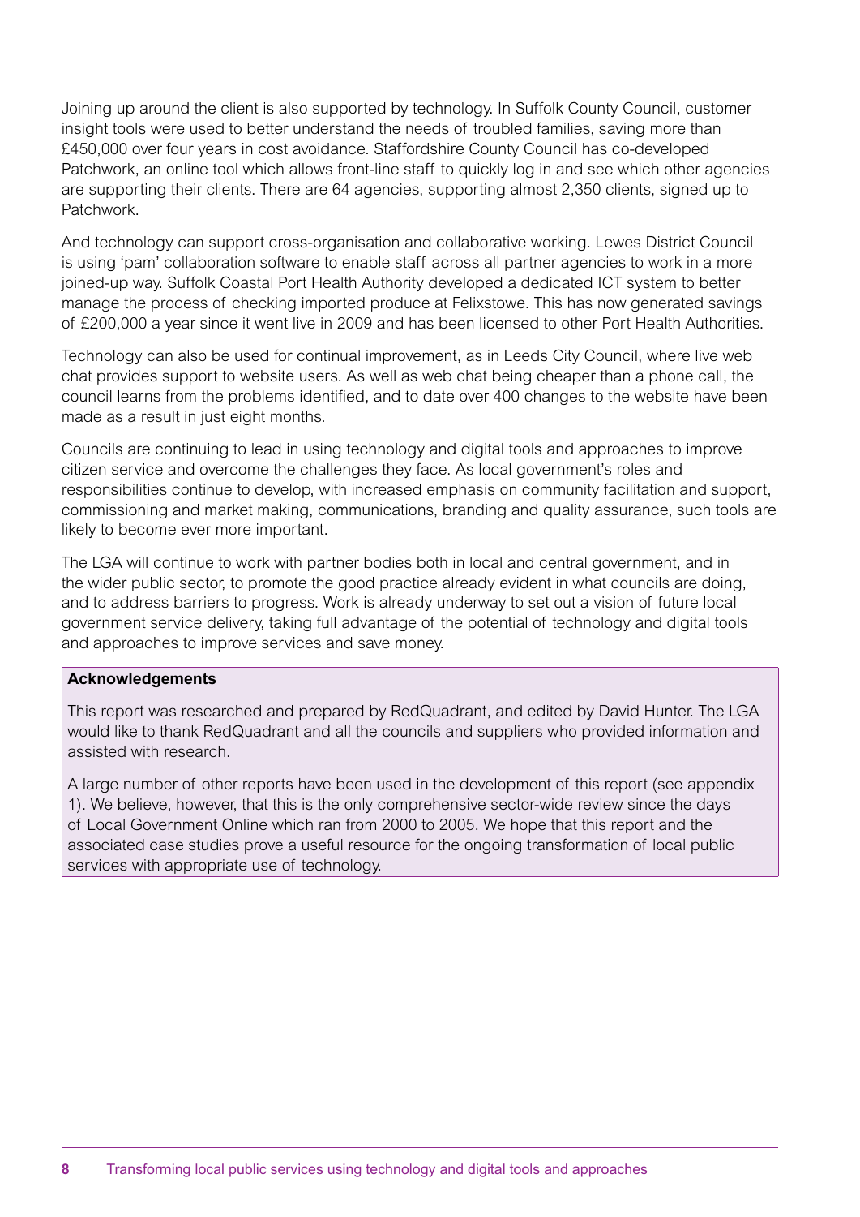Joining up around the client is also supported by technology. In Suffolk County Council, customer insight tools were used to better understand the needs of troubled families, saving more than £450,000 over four years in cost avoidance. Staffordshire County Council has co-developed Patchwork, an online tool which allows front-line staff to quickly log in and see which other agencies are supporting their clients. There are 64 agencies, supporting almost 2,350 clients, signed up to Patchwork.

And technology can support cross-organisation and collaborative working. Lewes District Council is using 'pam' collaboration software to enable staff across all partner agencies to work in a more joined-up way. Suffolk Coastal Port Health Authority developed a dedicated ICT system to better manage the process of checking imported produce at Felixstowe. This has now generated savings of £200,000 a year since it went live in 2009 and has been licensed to other Port Health Authorities.

Technology can also be used for continual improvement, as in Leeds City Council, where live web chat provides support to website users. As well as web chat being cheaper than a phone call, the council learns from the problems identified, and to date over 400 changes to the website have been made as a result in just eight months.

Councils are continuing to lead in using technology and digital tools and approaches to improve citizen service and overcome the challenges they face. As local government's roles and responsibilities continue to develop, with increased emphasis on community facilitation and support, commissioning and market making, communications, branding and quality assurance, such tools are likely to become ever more important.

The LGA will continue to work with partner bodies both in local and central government, and in the wider public sector, to promote the good practice already evident in what councils are doing, and to address barriers to progress. Work is already underway to set out a vision of future local government service delivery, taking full advantage of the potential of technology and digital tools and approaches to improve services and save money.

**Acknowledgements**

This report was researched and prepared by RedQuadrant, and edited by David Hunter. The LGA would like to thank RedQuadrant and all the councils and suppliers who provided information and assisted with research.

A large number of other reports have been used in the development of this report (see appendix 1). We believe, however, that this is the only comprehensive sector-wide review since the days of Local Government Online which ran from 2000 to 2005. We hope that this report and the associated case studies prove a useful resource for the ongoing transformation of local public services with appropriate use of technology.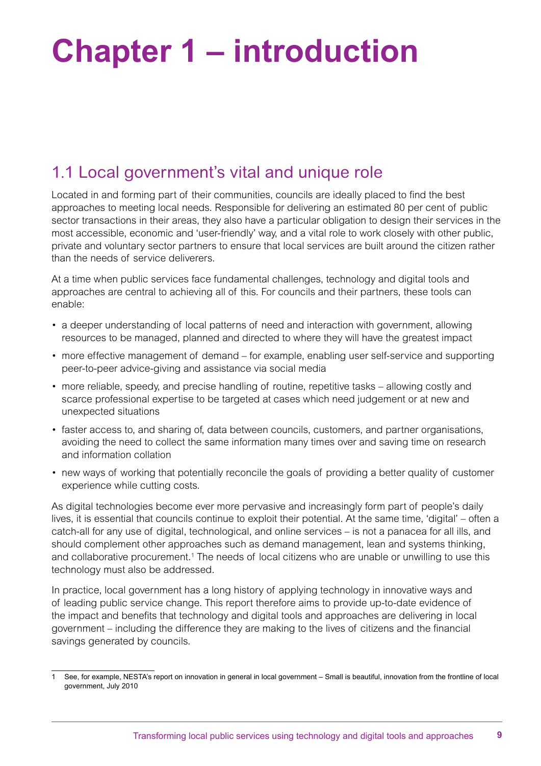# Chapter 1 – introduction

## 1.1 Local government's vital and unique role

Located in and forming part of their communities, councils are ideally placed to find the best approaches to meeting local needs. Responsible for delivering an estimated 80 per cent of public sector transactions in their areas, they also have a particular obligation to design their services in the most accessible, economic and 'user-friendly' way, and a vital role to work closely with other public, private and voluntary sector partners to ensure that local services are built around the citizen rather than the needs of service deliverers.

At a time when public services face fundamental challenges, technology and digital tools and approaches are central to achieving all of this. For councils and their partners, these tools can enable:

- a deeper understanding of local patterns of need and interaction with government, allowing resources to be managed, planned and directed to where they will have the greatest impact
- more effective management of demand – for example, enabling user self-service and supporting peer-to-peer advice-giving and assistance via social media
- more reliable, speedy, and precise handling of routine, repetitive tasks – allowing costly and scarce professional expertise to be targeted at cases which need judgement or at new and unexpected situations
- faster access to, and sharing of, data between councils, customers, and partner organisations, avoiding the need to collect the same information many times over and saving time on research and information collation
- new ways of working that potentially reconcile the goals of providing a better quality of customer experience while cutting costs.

As digital technologies become ever more pervasive and increasingly form part of people's daily lives, it is essential that councils continue to exploit their potential. At the same time, 'digital' – often a catch-all for any use of digital, technological, and online services – is not a panacea for all ills, and should complement other approaches such as demand management, lean and systems thinking, and collaborative procurement.[1] The needs of local citizens who are unable or unwilling to use this technology must also be addressed.

In practice, local government has a long history of applying technology in innovative ways and of leading public service change. This report therefore aims to provide up-to-date evidence of the impact and benefits that technology and digital tools and approaches are delivering in local government – including the difference they are making to the lives of citizens and the financial savings generated by councils.

---

1 See, for example, NESTA's report on innovation in general in local government – Small is beautiful, innovation from the frontline of local government, July 2010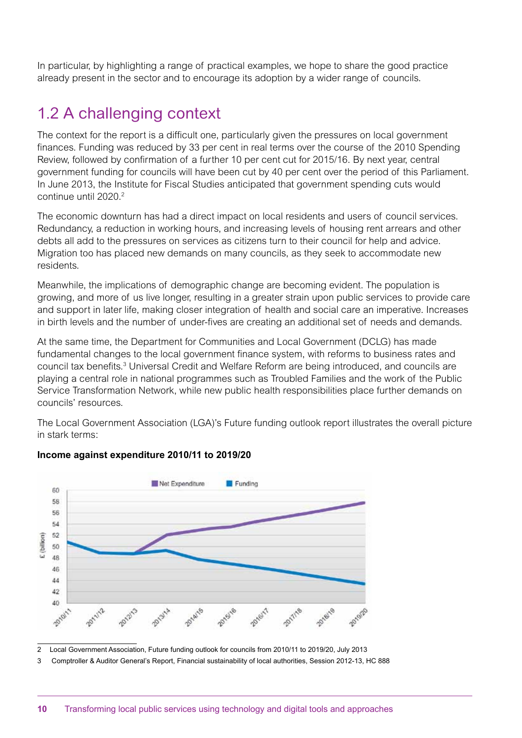In particular, by highlighting a range of practical examples, we hope to share the good practice already present in the sector and to encourage its adoption by a wider range of councils.

## 1.2 A challenging context

The context for the report is a difficult one, particularly given the pressures on local government finances. Funding was reduced by 33 per cent in real terms over the course of the 2010 Spending Review, followed by confirmation of a further 10 per cent cut for 2015/16. By next year, central government funding for councils will have been cut by 40 per cent over the period of this Parliament. In June 2013, the Institute for Fiscal Studies anticipated that government spending cuts would continue until 2020.[2]

The economic downturn has had a direct impact on local residents and users of council services. Redundancy, a reduction in working hours, and increasing levels of housing rent arrears and other debts all add to the pressures on services as citizens turn to their council for help and advice. Migration too has placed new demands on many councils, as they seek to accommodate new residents.

Meanwhile, the implications of demographic change are becoming evident. The population is growing, and more of us live longer, resulting in a greater strain upon public services to provide care and support in later life, making closer integration of health and social care an imperative. Increases in birth levels and the number of under-fives are creating an additional set of needs and demands.

At the same time, the Department for Communities and Local Government (DCLG) has made fundamental changes to the local government finance system, with reforms to business rates and council tax benefits.[3] Universal Credit and Welfare Reform are being introduced, and councils are playing a central role in national programmes such as Troubled Families and the work of the Public Service Transformation Network, while new public health responsibilities place further demands on councils' resources.

The Local Government Association (LGA)'s Future funding outlook report illustrates the overall picture in stark terms:

**Income against expenditure 2010/11 to 2019/20**

2 Local Government Association, Future funding outlook for councils from 2010/11 to 2019/20, July 2013

3 Comptroller & Auditor General's Report, Financial sustainability of local authorities, Session 2012-13, HC 888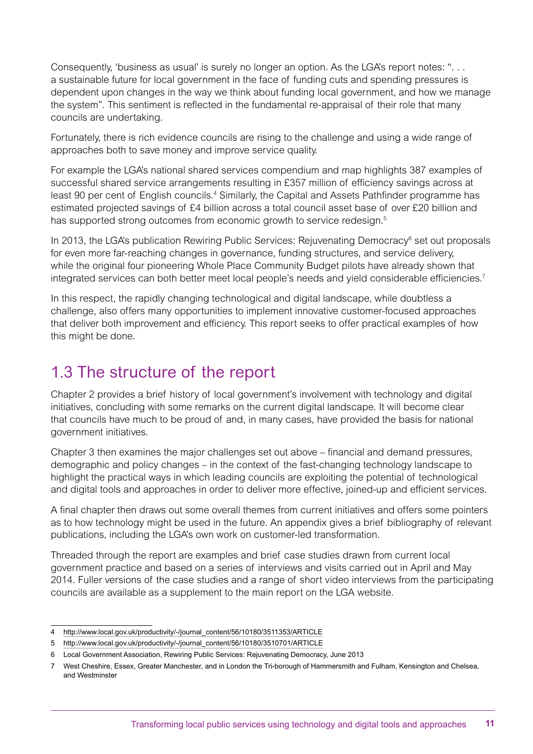Consequently, 'business as usual' is surely no longer an option. As the LGA's report notes: ". . . a sustainable future for local government in the face of funding cuts and spending pressures is dependent upon changes in the way we think about funding local government, and how we manage the system". This sentiment is reflected in the fundamental re-appraisal of their role that many councils are undertaking.

Fortunately, there is rich evidence councils are rising to the challenge and using a wide range of approaches both to save money and improve service quality.

For example the LGA's national shared services compendium and map highlights 387 examples of successful shared service arrangements resulting in £357 million of efficiency savings across at least 90 per cent of English councils.[4] Similarly, the Capital and Assets Pathfinder programme has estimated projected savings of £4 billion across a total council asset base of over £20 billion and has supported strong outcomes from economic growth to service redesign.[5]

In 2013, the LGA's publication Rewiring Public Services: Rejuvenating Democracy[6] set out proposals for even more far-reaching changes in governance, funding structures, and service delivery, while the original four pioneering Whole Place Community Budget pilots have already shown that integrated services can both better meet local people's needs and yield considerable efficiencies.[7]

In this respect, the rapidly changing technological and digital landscape, while doubtless a challenge, also offers many opportunities to implement innovative customer-focused approaches that deliver both improvement and efficiency. This report seeks to offer practical examples of how this might be done.

## 1.3 The structure of the report

Chapter 2 provides a brief history of local government's involvement with technology and digital initiatives, concluding with some remarks on the current digital landscape. It will become clear that councils have much to be proud of and, in many cases, have provided the basis for national government initiatives.

Chapter 3 then examines the major challenges set out above – financial and demand pressures, demographic and policy changes – in the context of the fast-changing technology landscape to highlight the practical ways in which leading councils are exploiting the potential of technological and digital tools and approaches in order to deliver more effective, joined-up and efficient services.

A final chapter then draws out some overall themes from current initiatives and offers some pointers as to how technology might be used in the future. An appendix gives a brief bibliography of relevant publications, including the LGA's own work on customer-led transformation.

Threaded through the report are examples and brief case studies drawn from current local government practice and based on a series of interviews and visits carried out in April and May 2014. Fuller versions of the case studies and a range of short video interviews from the participating councils are available as a supplement to the main report on the LGA website.

---

4 http://www.local.gov.uk/productivity/-/journal_content/56/10180/3511353/ARTICLE

5 http://www.local.gov.uk/productivity/-/journal_content/56/10180/3510701/ARTICLE

6 Local Government Association, Rewiring Public Services: Rejuvenating Democracy, June 2013

7 West Cheshire, Essex, Greater Manchester, and in London the Tri-borough of Hammersmith and Fulham, Kensington and Chelsea, and Westminster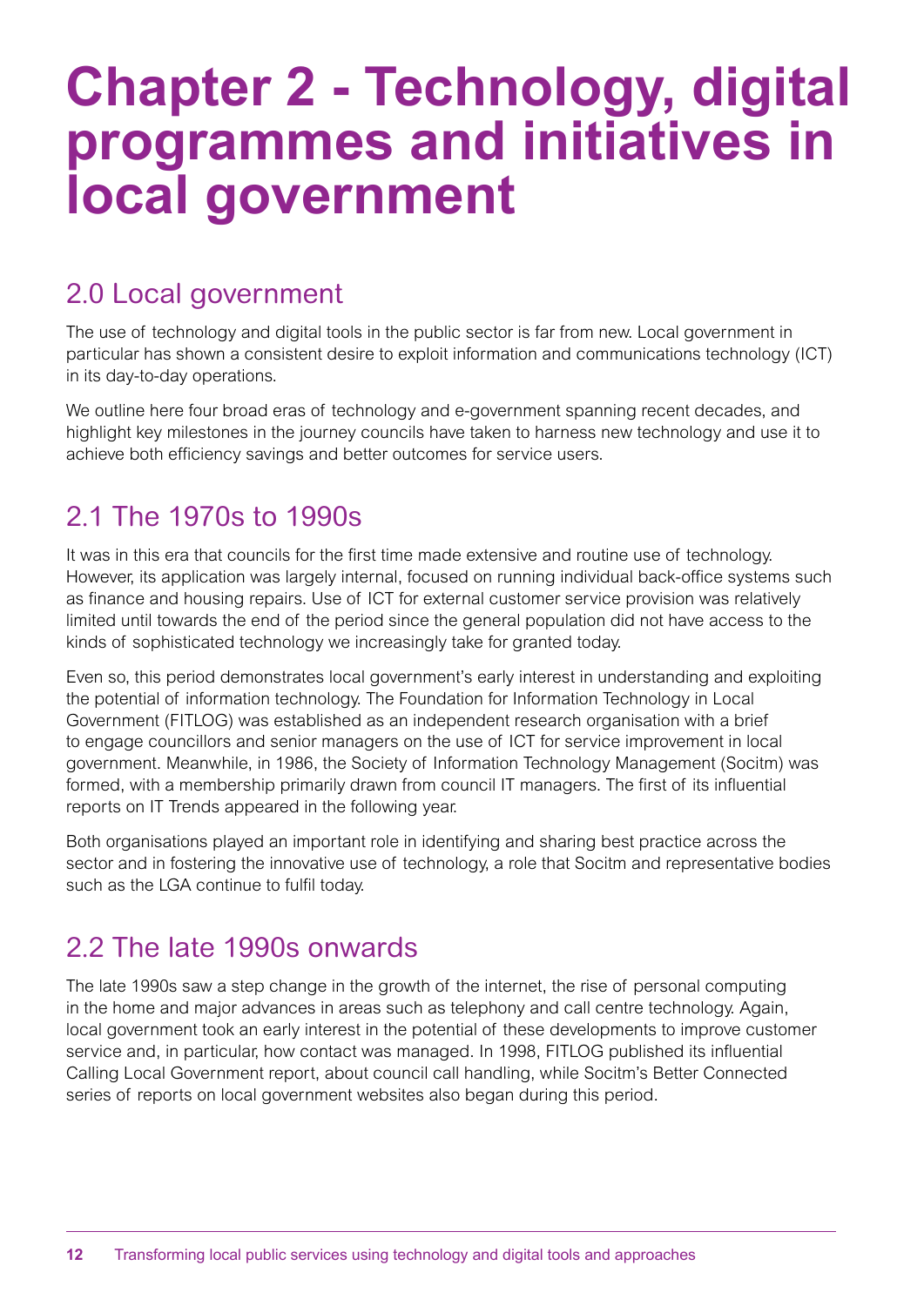# Chapter 2 - Technology, digital programmes and initiatives in local government

## 2.0 Local government

The use of technology and digital tools in the public sector is far from new. Local government in particular has shown a consistent desire to exploit information and communications technology (ICT) in its day-to-day operations.

We outline here four broad eras of technology and e-government spanning recent decades, and highlight key milestones in the journey councils have taken to harness new technology and use it to achieve both efficiency savings and better outcomes for service users.

## 2.1 The 1970s to 1990s

It was in this era that councils for the first time made extensive and routine use of technology. However, its application was largely internal, focused on running individual back-office systems such as finance and housing repairs. Use of ICT for external customer service provision was relatively limited until towards the end of the period since the general population did not have access to the kinds of sophisticated technology we increasingly take for granted today.

Even so, this period demonstrates local government's early interest in understanding and exploiting the potential of information technology. The Foundation for Information Technology in Local Government (FITLOG) was established as an independent research organisation with a brief to engage councillors and senior managers on the use of ICT for service improvement in local government. Meanwhile, in 1986, the Society of Information Technology Management (Socitm) was formed, with a membership primarily drawn from council IT managers. The first of its influential reports on IT Trends appeared in the following year.

Both organisations played an important role in identifying and sharing best practice across the sector and in fostering the innovative use of technology, a role that Socitm and representative bodies such as the LGA continue to fulfil today.

## 2.2 The late 1990s onwards

The late 1990s saw a step change in the growth of the internet, the rise of personal computing in the home and major advances in areas such as telephony and call centre technology. Again, local government took an early interest in the potential of these developments to improve customer service and, in particular, how contact was managed. In 1998, FITLOG published its influential Calling Local Government report, about council call handling, while Socitm's Better Connected series of reports on local government websites also began during this period.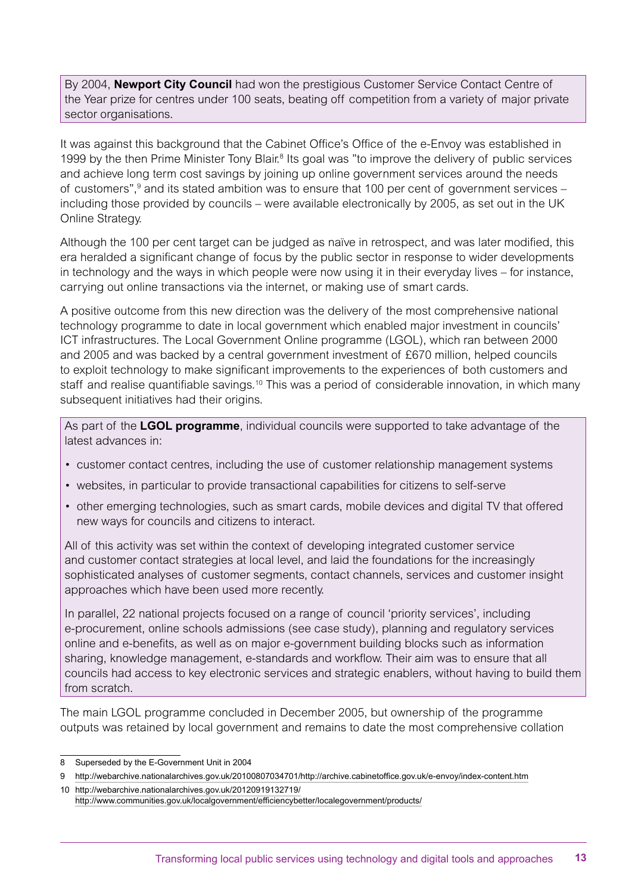By 2004, **Newport City Council** had won the prestigious Customer Service Contact Centre of the Year prize for centres under 100 seats, beating off competition from a variety of major private sector organisations.

It was against this background that the Cabinet Office's Office of the e-Envoy was established in 1999 by the then Prime Minister Tony Blair.[8] Its goal was "to improve the delivery of public services and achieve long term cost savings by joining up online government services around the needs of customers",[9] and its stated ambition was to ensure that 100 per cent of government services – including those provided by councils – were available electronically by 2005, as set out in the UK Online Strategy.

Although the 100 per cent target can be judged as naïve in retrospect, and was later modified, this era heralded a significant change of focus by the public sector in response to wider developments in technology and the ways in which people were now using it in their everyday lives – for instance, carrying out online transactions via the internet, or making use of smart cards.

A positive outcome from this new direction was the delivery of the most comprehensive national technology programme to date in local government which enabled major investment in councils' ICT infrastructures. The Local Government Online programme (LGOL), which ran between 2000 and 2005 and was backed by a central government investment of £670 million, helped councils to exploit technology to make significant improvements to the experiences of both customers and staff and realise quantifiable savings.[10] This was a period of considerable innovation, in which many subsequent initiatives had their origins.

As part of the **LGOL programme**, individual councils were supported to take advantage of the latest advances in:

- customer contact centres, including the use of customer relationship management systems
- websites, in particular to provide transactional capabilities for citizens to self-serve
- other emerging technologies, such as smart cards, mobile devices and digital TV that offered new ways for councils and citizens to interact.

All of this activity was set within the context of developing integrated customer service and customer contact strategies at local level, and laid the foundations for the increasingly sophisticated analyses of customer segments, contact channels, services and customer insight approaches which have been used more recently.

In parallel, 22 national projects focused on a range of council 'priority services', including e-procurement, online schools admissions (see case study), planning and regulatory services online and e-benefits, as well as on major e-government building blocks such as information sharing, knowledge management, e-standards and workflow. Their aim was to ensure that all councils had access to key electronic services and strategic enablers, without having to build them from scratch.

The main LGOL programme concluded in December 2005, but ownership of the programme outputs was retained by local government and remains to date the most comprehensive collation

---

8 Superseded by the E-Government Unit in 2004

9 http://webarchive.nationalarchives.gov.uk/20100807034701/http://archive.cabinetoffice.gov.uk/e-envoy/index-content.htm

10 http://webarchive.nationalarchives.gov.uk/20120919132719/http://www.communities.gov.uk/localgovernment/efficiencybetter/localegovernment/products/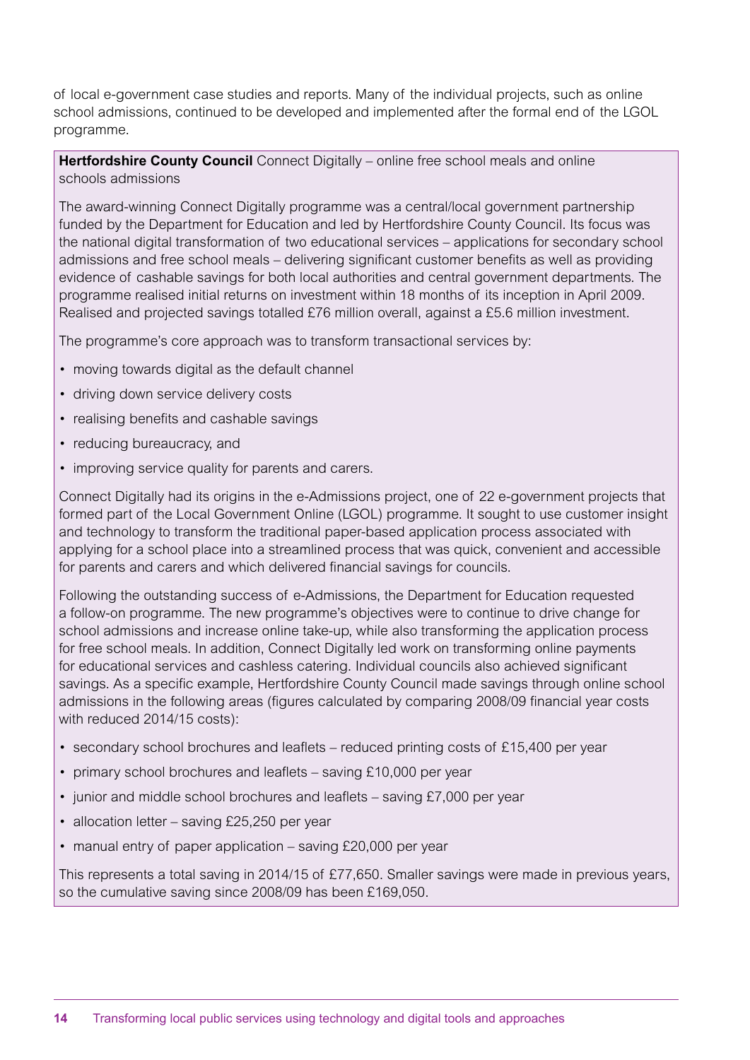of local e-government case studies and reports. Many of the individual projects, such as online school admissions, continued to be developed and implemented after the formal end of the LGOL programme.

**Hertfordshire County Council** Connect Digitally – online free school meals and online schools admissions

The award-winning Connect Digitally programme was a central/local government partnership funded by the Department for Education and led by Hertfordshire County Council. Its focus was the national digital transformation of two educational services – applications for secondary school admissions and free school meals – delivering significant customer benefits as well as providing evidence of cashable savings for both local authorities and central government departments. The programme realised initial returns on investment within 18 months of its inception in April 2009. Realised and projected savings totalled £76 million overall, against a £5.6 million investment.

The programme's core approach was to transform transactional services by:

- moving towards digital as the default channel
- driving down service delivery costs
- realising benefits and cashable savings
- reducing bureaucracy, and
- improving service quality for parents and carers.

Connect Digitally had its origins in the e-Admissions project, one of 22 e-government projects that formed part of the Local Government Online (LGOL) programme. It sought to use customer insight and technology to transform the traditional paper-based application process associated with applying for a school place into a streamlined process that was quick, convenient and accessible for parents and carers and which delivered financial savings for councils.

Following the outstanding success of e-Admissions, the Department for Education requested a follow-on programme. The new programme's objectives were to continue to drive change for school admissions and increase online take-up, while also transforming the application process for free school meals. In addition, Connect Digitally led work on transforming online payments for educational services and cashless catering. Individual councils also achieved significant savings. As a specific example, Hertfordshire County Council made savings through online school admissions in the following areas (figures calculated by comparing 2008/09 financial year costs with reduced 2014/15 costs):

- secondary school brochures and leaflets – reduced printing costs of £15,400 per year
- primary school brochures and leaflets – saving £10,000 per year
- junior and middle school brochures and leaflets – saving £7,000 per year
- allocation letter – saving £25,250 per year
- manual entry of paper application – saving £20,000 per year

This represents a total saving in 2014/15 of £77,650. Smaller savings were made in previous years, so the cumulative saving since 2008/09 has been £169,050.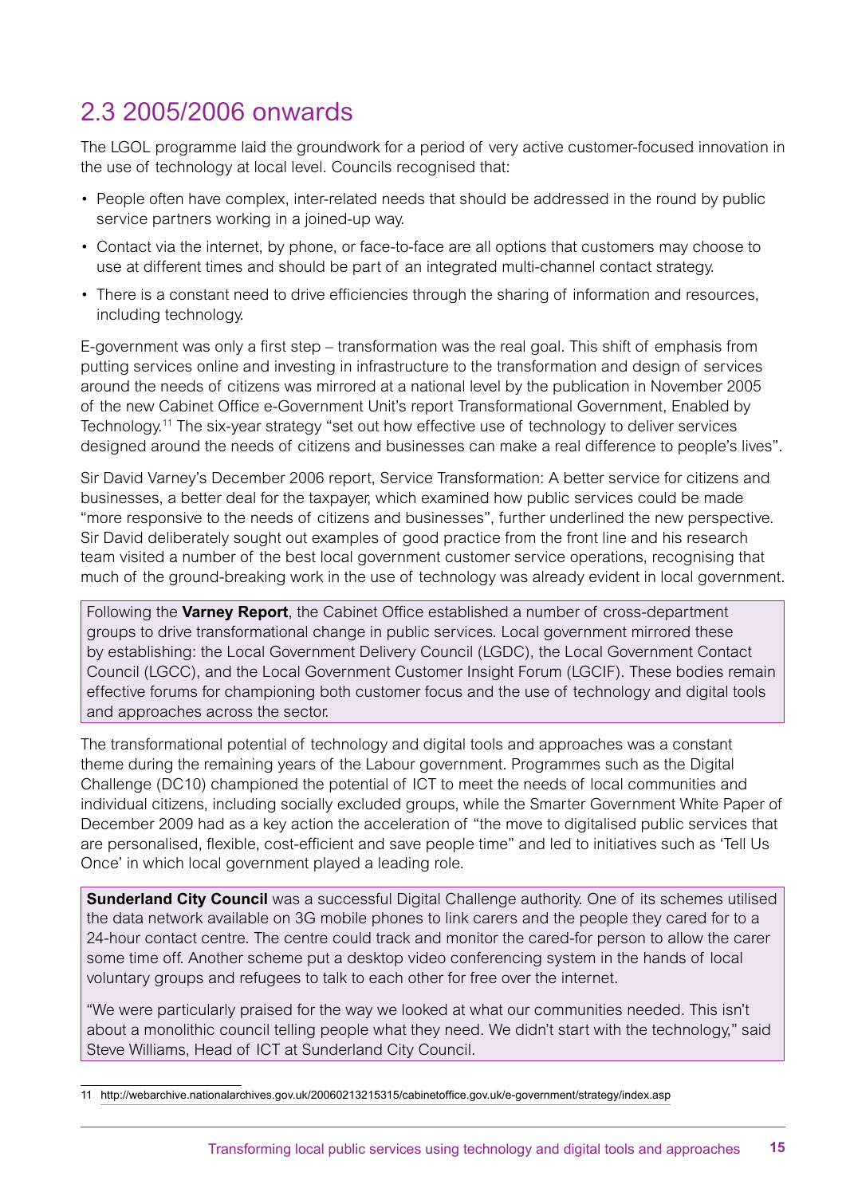## 2.3 2005/2006 onwards

The LGOL programme laid the groundwork for a period of very active customer-focused innovation in the use of technology at local level. Councils recognised that:

- People often have complex, inter-related needs that should be addressed in the round by public service partners working in a joined-up way.
- Contact via the internet, by phone, or face-to-face are all options that customers may choose to use at different times and should be part of an integrated multi-channel contact strategy.
- There is a constant need to drive efficiencies through the sharing of information and resources, including technology.

E-government was only a first step – transformation was the real goal. This shift of emphasis from putting services online and investing in infrastructure to the transformation and design of services around the needs of citizens was mirrored at a national level by the publication in November 2005 of the new Cabinet Office e-Government Unit's report Transformational Government, Enabled by Technology.[11] The six-year strategy "set out how effective use of technology to deliver services designed around the needs of citizens and businesses can make a real difference to people's lives".

Sir David Varney's December 2006 report, Service Transformation: A better service for citizens and businesses, a better deal for the taxpayer, which examined how public services could be made "more responsive to the needs of citizens and businesses", further underlined the new perspective. Sir David deliberately sought out examples of good practice from the front line and his research team visited a number of the best local government customer service operations, recognising that much of the ground-breaking work in the use of technology was already evident in local government.

> Following the **Varney Report**, the Cabinet Office established a number of cross-department groups to drive transformational change in public services. Local government mirrored these by establishing: the Local Government Delivery Council (LGDC), the Local Government Contact Council (LGCC), and the Local Government Customer Insight Forum (LGCIF). These bodies remain effective forums for championing both customer focus and the use of technology and digital tools and approaches across the sector.

The transformational potential of technology and digital tools and approaches was a constant theme during the remaining years of the Labour government. Programmes such as the Digital Challenge (DC10) championed the potential of ICT to meet the needs of local communities and individual citizens, including socially excluded groups, while the Smarter Government White Paper of December 2009 had as a key action the acceleration of "the move to digitalised public services that are personalised, flexible, cost-efficient and save people time" and led to initiatives such as 'Tell Us Once' in which local government played a leading role.

> **Sunderland City Council** was a successful Digital Challenge authority. One of its schemes utilised the data network available on 3G mobile phones to link carers and the people they cared for to a 24-hour contact centre. The centre could track and monitor the cared-for person to allow the carer some time off. Another scheme put a desktop video conferencing system in the hands of local voluntary groups and refugees to talk to each other for free over the internet.
>
> "We were particularly praised for the way we looked at what our communities needed. This isn't about a monolithic council telling people what they need. We didn't start with the technology," said Steve Williams, Head of ICT at Sunderland City Council.

11 http://webarchive.nationalarchives.gov.uk/20060213215315/cabinetoffice.gov.uk/e-government/strategy/index.asp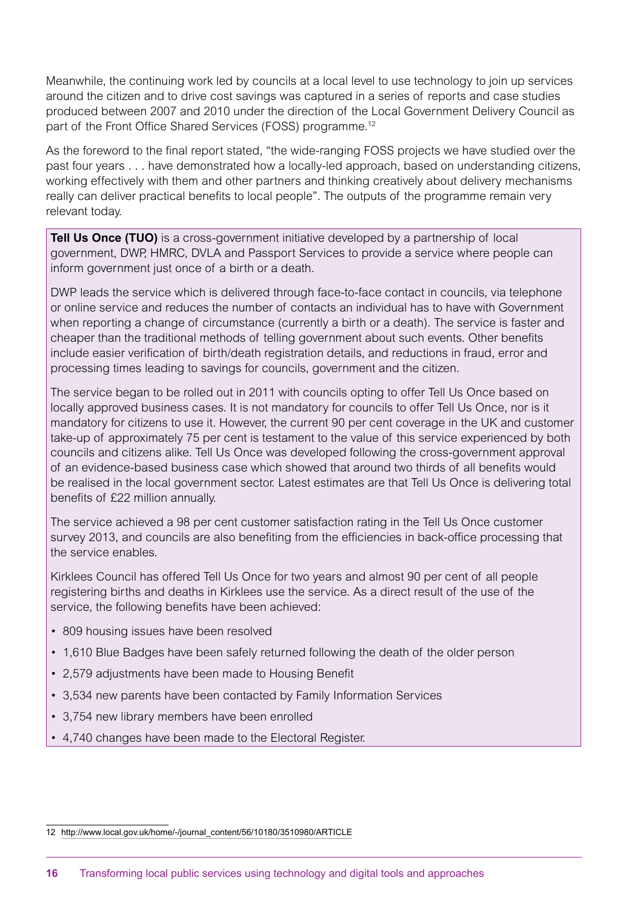Meanwhile, the continuing work led by councils at a local level to use technology to join up services around the citizen and to drive cost savings was captured in a series of reports and case studies produced between 2007 and 2010 under the direction of the Local Government Delivery Council as part of the Front Office Shared Services (FOSS) programme.[12]

As the foreword to the final report stated, "the wide-ranging FOSS projects we have studied over the past four years . . . have demonstrated how a locally-led approach, based on understanding citizens, working effectively with them and other partners and thinking creatively about delivery mechanisms really can deliver practical benefits to local people". The outputs of the programme remain very relevant today.

**Tell Us Once (TUO)** is a cross-government initiative developed by a partnership of local government, DWP, HMRC, DVLA and Passport Services to provide a service where people can inform government just once of a birth or a death.

DWP leads the service which is delivered through face-to-face contact in councils, via telephone or online service and reduces the number of contacts an individual has to have with Government when reporting a change of circumstance (currently a birth or a death). The service is faster and cheaper than the traditional methods of telling government about such events. Other benefits include easier verification of birth/death registration details, and reductions in fraud, error and processing times leading to savings for councils, government and the citizen.

The service began to be rolled out in 2011 with councils opting to offer Tell Us Once based on locally approved business cases. It is not mandatory for councils to offer Tell Us Once, nor is it mandatory for citizens to use it. However, the current 90 per cent coverage in the UK and customer take-up of approximately 75 per cent is testament to the value of this service experienced by both councils and citizens alike. Tell Us Once was developed following the cross-government approval of an evidence-based business case which showed that around two thirds of all benefits would be realised in the local government sector. Latest estimates are that Tell Us Once is delivering total benefits of £22 million annually.

The service achieved a 98 per cent customer satisfaction rating in the Tell Us Once customer survey 2013, and councils are also benefiting from the efficiencies in back-office processing that the service enables.

Kirklees Council has offered Tell Us Once for two years and almost 90 per cent of all people registering births and deaths in Kirklees use the service. As a direct result of the use of the service, the following benefits have been achieved:

- 809 housing issues have been resolved
- 1,610 Blue Badges have been safely returned following the death of the older person
- 2,579 adjustments have been made to Housing Benefit
- 3,534 new parents have been contacted by Family Information Services
- 3,754 new library members have been enrolled
- 4,740 changes have been made to the Electoral Register.

---

12 http://www.local.gov.uk/home/-/journal_content/56/10180/3510980/ARTICLE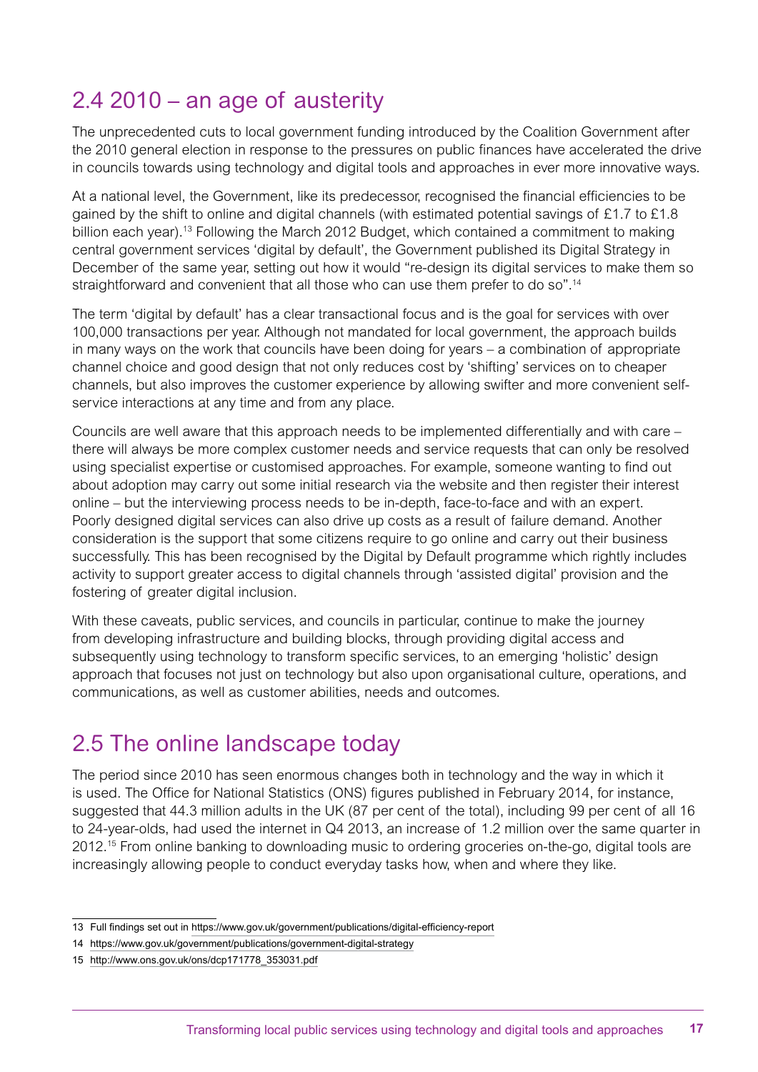## 2.4 2010 – an age of austerity

The unprecedented cuts to local government funding introduced by the Coalition Government after the 2010 general election in response to the pressures on public finances have accelerated the drive in councils towards using technology and digital tools and approaches in ever more innovative ways.

At a national level, the Government, like its predecessor, recognised the financial efficiencies to be gained by the shift to online and digital channels (with estimated potential savings of £1.7 to £1.8 billion each year).[13] Following the March 2012 Budget, which contained a commitment to making central government services 'digital by default', the Government published its Digital Strategy in December of the same year, setting out how it would "re-design its digital services to make them so straightforward and convenient that all those who can use them prefer to do so".[14]

The term 'digital by default' has a clear transactional focus and is the goal for services with over 100,000 transactions per year. Although not mandated for local government, the approach builds in many ways on the work that councils have been doing for years – a combination of appropriate channel choice and good design that not only reduces cost by 'shifting' services on to cheaper channels, but also improves the customer experience by allowing swifter and more convenient self-service interactions at any time and from any place.

Councils are well aware that this approach needs to be implemented differentially and with care – there will always be more complex customer needs and service requests that can only be resolved using specialist expertise or customised approaches. For example, someone wanting to find out about adoption may carry out some initial research via the website and then register their interest online – but the interviewing process needs to be in-depth, face-to-face and with an expert. Poorly designed digital services can also drive up costs as a result of failure demand. Another consideration is the support that some citizens require to go online and carry out their business successfully. This has been recognised by the Digital by Default programme which rightly includes activity to support greater access to digital channels through 'assisted digital' provision and the fostering of greater digital inclusion.

With these caveats, public services, and councils in particular, continue to make the journey from developing infrastructure and building blocks, through providing digital access and subsequently using technology to transform specific services, to an emerging 'holistic' design approach that focuses not just on technology but also upon organisational culture, operations, and communications, as well as customer abilities, needs and outcomes.

## 2.5 The online landscape today

The period since 2010 has seen enormous changes both in technology and the way in which it is used. The Office for National Statistics (ONS) figures published in February 2014, for instance, suggested that 44.3 million adults in the UK (87 per cent of the total), including 99 per cent of all 16 to 24-year-olds, had used the internet in Q4 2013, an increase of 1.2 million over the same quarter in 2012.[15] From online banking to downloading music to ordering groceries on-the-go, digital tools are increasingly allowing people to conduct everyday tasks how, when and where they like.

---

13 Full findings set out in https://www.gov.uk/government/publications/digital-efficiency-report

14 https://www.gov.uk/government/publications/government-digital-strategy

15 http://www.ons.gov.uk/ons/dcp171778_353031.pdf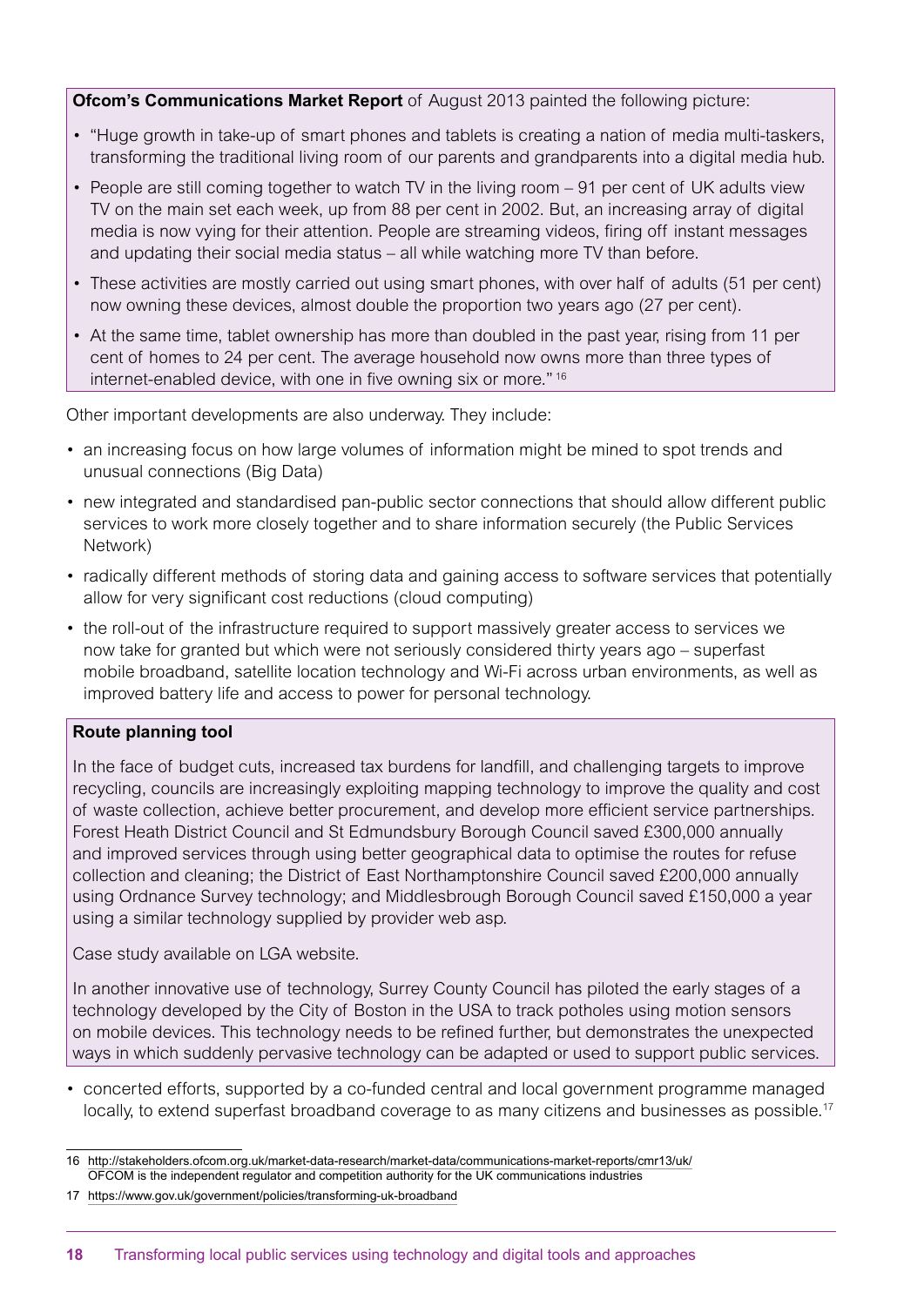**Ofcom's Communications Market Report** of August 2013 painted the following picture:

- "Huge growth in take-up of smart phones and tablets is creating a nation of media multi-taskers, transforming the traditional living room of our parents and grandparents into a digital media hub.
- People are still coming together to watch TV in the living room – 91 per cent of UK adults view TV on the main set each week, up from 88 per cent in 2002. But, an increasing array of digital media is now vying for their attention. People are streaming videos, firing off instant messages and updating their social media status – all while watching more TV than before.
- These activities are mostly carried out using smart phones, with over half of adults (51 per cent) now owning these devices, almost double the proportion two years ago (27 per cent).
- At the same time, tablet ownership has more than doubled in the past year, rising from 11 per cent of homes to 24 per cent. The average household now owns more than three types of internet-enabled device, with one in five owning six or more."[16]

Other important developments are also underway. They include:

- an increasing focus on how large volumes of information might be mined to spot trends and unusual connections (Big Data)
- new integrated and standardised pan-public sector connections that should allow different public services to work more closely together and to share information securely (the Public Services Network)
- radically different methods of storing data and gaining access to software services that potentially allow for very significant cost reductions (cloud computing)
- the roll-out of the infrastructure required to support massively greater access to services we now take for granted but which were not seriously considered thirty years ago – superfast mobile broadband, satellite location technology and Wi-Fi across urban environments, as well as improved battery life and access to power for personal technology.

**Route planning tool**

In the face of budget cuts, increased tax burdens for landfill, and challenging targets to improve recycling, councils are increasingly exploiting mapping technology to improve the quality and cost of waste collection, achieve better procurement, and develop more efficient service partnerships. Forest Heath District Council and St Edmundsbury Borough Council saved £300,000 annually and improved services through using better geographical data to optimise the routes for refuse collection and cleaning; the District of East Northamptonshire Council saved £200,000 annually using Ordnance Survey technology; and Middlesbrough Borough Council saved £150,000 a year using a similar technology supplied by provider web asp.

Case study available on LGA website.

In another innovative use of technology, Surrey County Council has piloted the early stages of a technology developed by the City of Boston in the USA to track potholes using motion sensors on mobile devices. This technology needs to be refined further, but demonstrates the unexpected ways in which suddenly pervasive technology can be adapted or used to support public services.

- concerted efforts, supported by a co-funded central and local government programme managed locally, to extend superfast broadband coverage to as many citizens and businesses as possible.[17]

---

16 http://stakeholders.ofcom.org.uk/market-data-research/market-data/communications-market-reports/cmr13/uk/
OFCOM is the independent regulator and competition authority for the UK communications industries

17 https://www.gov.uk/government/policies/transforming-uk-broadband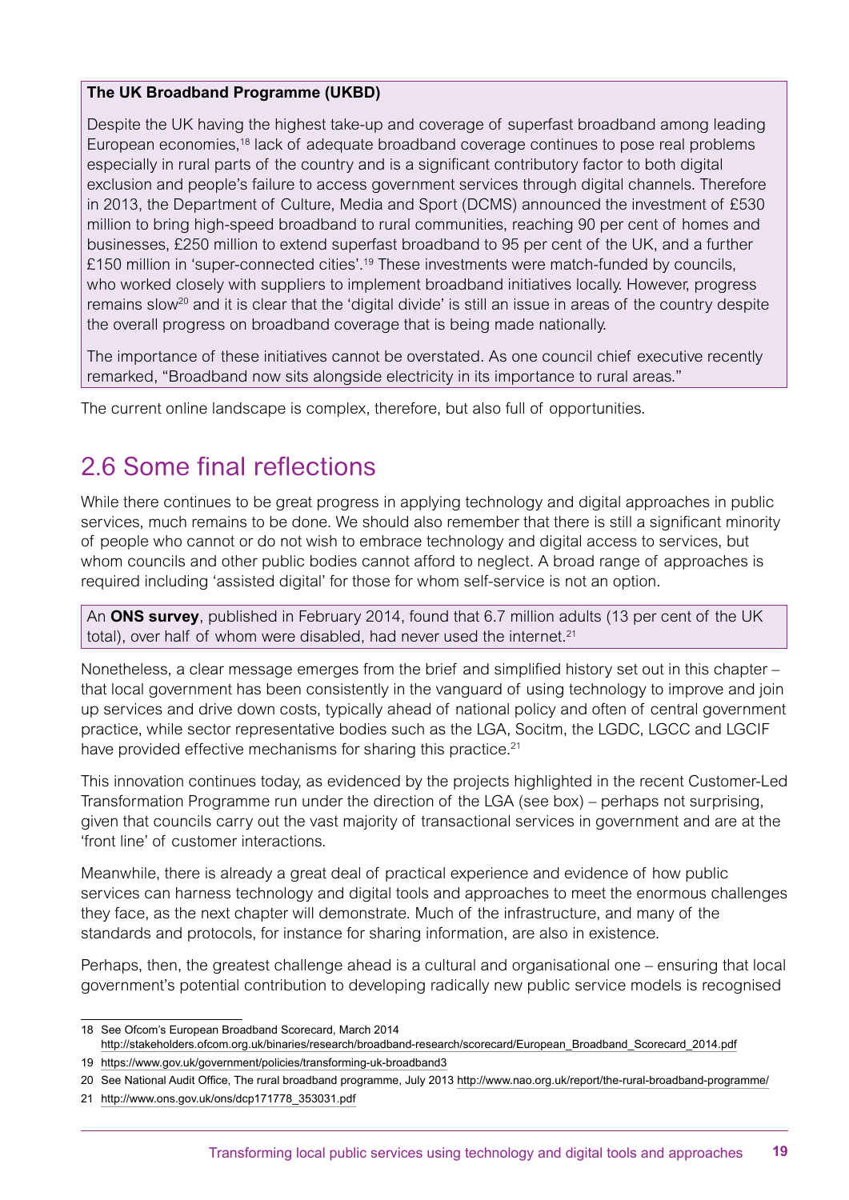**The UK Broadband Programme (UKBD)**

Despite the UK having the highest take-up and coverage of superfast broadband among leading European economies,[18] lack of adequate broadband coverage continues to pose real problems especially in rural parts of the country and is a significant contributory factor to both digital exclusion and people's failure to access government services through digital channels. Therefore in 2013, the Department of Culture, Media and Sport (DCMS) announced the investment of £530 million to bring high-speed broadband to rural communities, reaching 90 per cent of homes and businesses, £250 million to extend superfast broadband to 95 per cent of the UK, and a further £150 million in 'super-connected cities'.[19] These investments were match-funded by councils, who worked closely with suppliers to implement broadband initiatives locally. However, progress remains slow[20] and it is clear that the 'digital divide' is still an issue in areas of the country despite the overall progress on broadband coverage that is being made nationally.

The importance of these initiatives cannot be overstated. As one council chief executive recently remarked, "Broadband now sits alongside electricity in its importance to rural areas."

The current online landscape is complex, therefore, but also full of opportunities.

## 2.6 Some final reflections

While there continues to be great progress in applying technology and digital approaches in public services, much remains to be done. We should also remember that there is still a significant minority of people who cannot or do not wish to embrace technology and digital access to services, but whom councils and other public bodies cannot afford to neglect. A broad range of approaches is required including 'assisted digital' for those for whom self-service is not an option.

An **ONS survey**, published in February 2014, found that 6.7 million adults (13 per cent of the UK total), over half of whom were disabled, had never used the internet.[21]

Nonetheless, a clear message emerges from the brief and simplified history set out in this chapter – that local government has been consistently in the vanguard of using technology to improve and join up services and drive down costs, typically ahead of national policy and often of central government practice, while sector representative bodies such as the LGA, Socitm, the LGDC, LGCC and LGCIF have provided effective mechanisms for sharing this practice.[21]

This innovation continues today, as evidenced by the projects highlighted in the recent Customer-Led Transformation Programme run under the direction of the LGA (see box) – perhaps not surprising, given that councils carry out the vast majority of transactional services in government and are at the 'front line' of customer interactions.

Meanwhile, there is already a great deal of practical experience and evidence of how public services can harness technology and digital tools and approaches to meet the enormous challenges they face, as the next chapter will demonstrate. Much of the infrastructure, and many of the standards and protocols, for instance for sharing information, are also in existence.

Perhaps, then, the greatest challenge ahead is a cultural and organisational one – ensuring that local government's potential contribution to developing radically new public service models is recognised

---

18 See Ofcom's European Broadband Scorecard, March 2014 http://stakeholders.ofcom.org.uk/binaries/research/broadband-research/scorecard/European_Broadband_Scorecard_2014.pdf

19 https://www.gov.uk/government/policies/transforming-uk-broadband3

20 See National Audit Office, The rural broadband programme, July 2013 http://www.nao.org.uk/report/the-rural-broadband-programme/

21 http://www.ons.gov.uk/ons/dcp171778_353031.pdf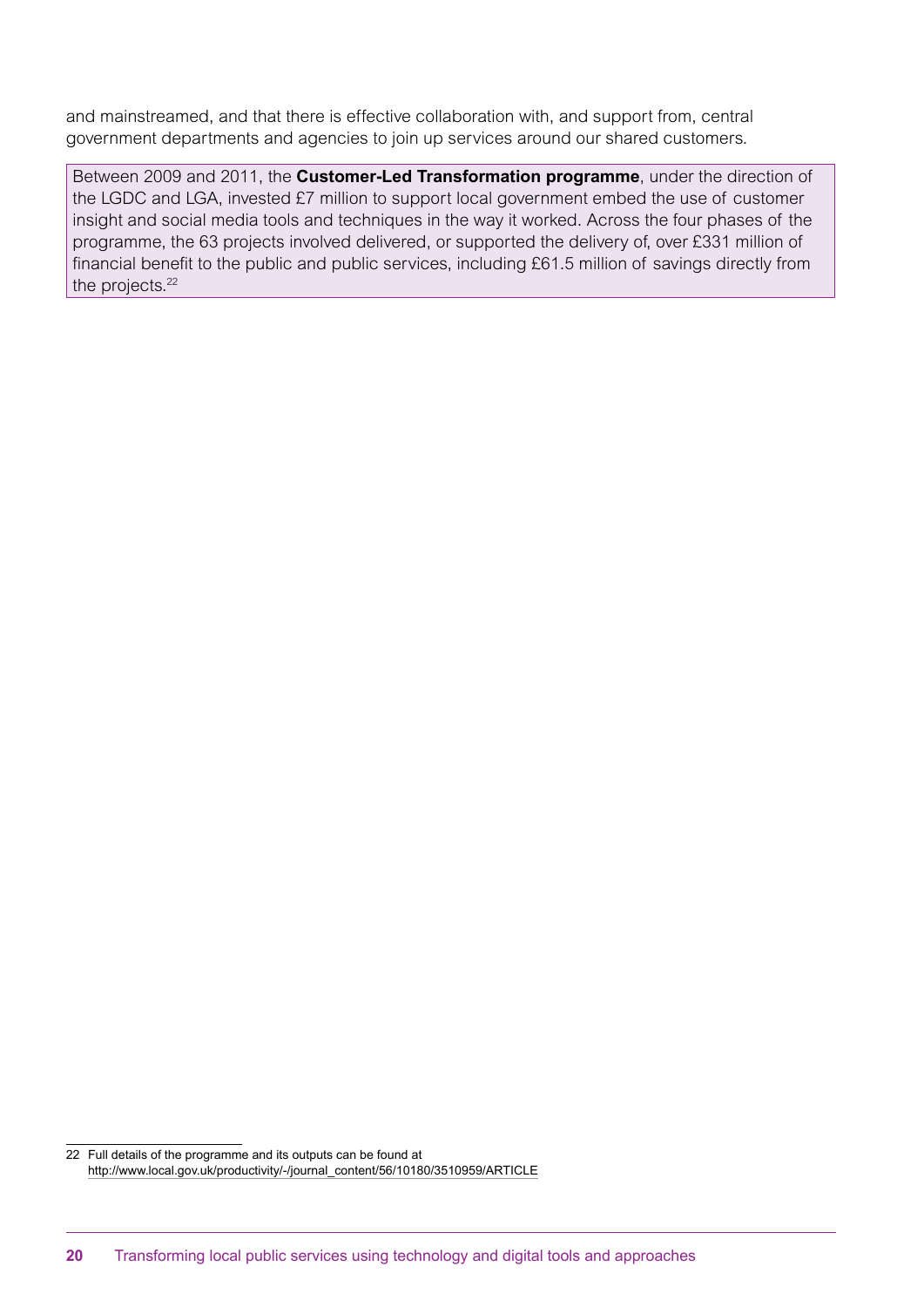and mainstreamed, and that there is effective collaboration with, and support from, central government departments and agencies to join up services around our shared customers.

> Between 2009 and 2011, the **Customer-Led Transformation programme**, under the direction of the LGDC and LGA, invested £7 million to support local government embed the use of customer insight and social media tools and techniques in the way it worked. Across the four phases of the programme, the 63 projects involved delivered, or supported the delivery of, over £331 million of financial benefit to the public and public services, including £61.5 million of savings directly from the projects.[22]

---

22 Full details of the programme and its outputs can be found at http://www.local.gov.uk/productivity/-/journal_content/56/10180/3510959/ARTICLE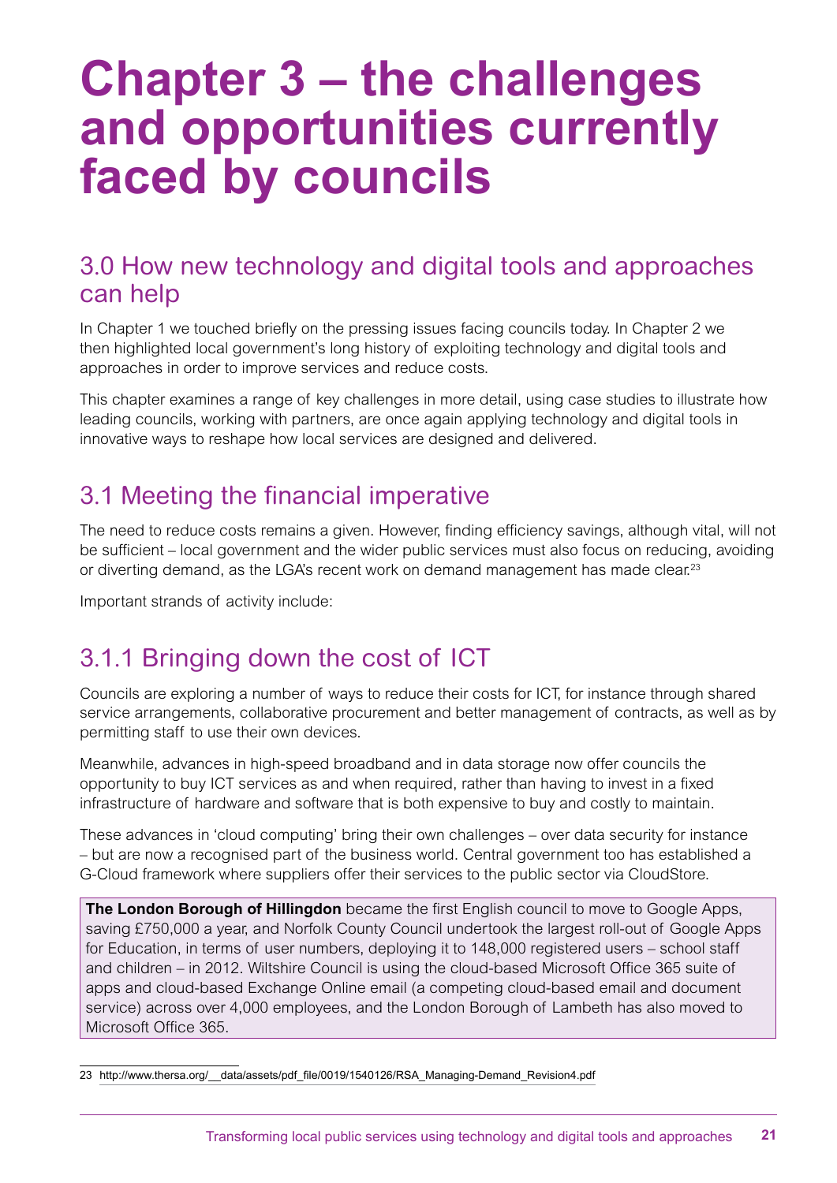# Chapter 3 – the challenges and opportunities currently faced by councils

## 3.0 How new technology and digital tools and approaches can help

In Chapter 1 we touched briefly on the pressing issues facing councils today. In Chapter 2 we then highlighted local government's long history of exploiting technology and digital tools and approaches in order to improve services and reduce costs.

This chapter examines a range of key challenges in more detail, using case studies to illustrate how leading councils, working with partners, are once again applying technology and digital tools in innovative ways to reshape how local services are designed and delivered.

## 3.1 Meeting the financial imperative

The need to reduce costs remains a given. However, finding efficiency savings, although vital, will not be sufficient – local government and the wider public services must also focus on reducing, avoiding or diverting demand, as the LGA's recent work on demand management has made clear.[23]

Important strands of activity include:

### 3.1.1 Bringing down the cost of ICT

Councils are exploring a number of ways to reduce their costs for ICT, for instance through shared service arrangements, collaborative procurement and better management of contracts, as well as by permitting staff to use their own devices.

Meanwhile, advances in high-speed broadband and in data storage now offer councils the opportunity to buy ICT services as and when required, rather than having to invest in a fixed infrastructure of hardware and software that is both expensive to buy and costly to maintain.

These advances in 'cloud computing' bring their own challenges – over data security for instance – but are now a recognised part of the business world. Central government too has established a G-Cloud framework where suppliers offer their services to the public sector via CloudStore.

> **The London Borough of Hillingdon** became the first English council to move to Google Apps, saving £750,000 a year, and Norfolk County Council undertook the largest roll-out of Google Apps for Education, in terms of user numbers, deploying it to 148,000 registered users – school staff and children – in 2012. Wiltshire Council is using the cloud-based Microsoft Office 365 suite of apps and cloud-based Exchange Online email (a competing cloud-based email and document service) across over 4,000 employees, and the London Borough of Lambeth has also moved to Microsoft Office 365.

---

23 http://www.thersa.org/__data/assets/pdf_file/0019/1540126/RSA_Managing-Demand_Revision4.pdf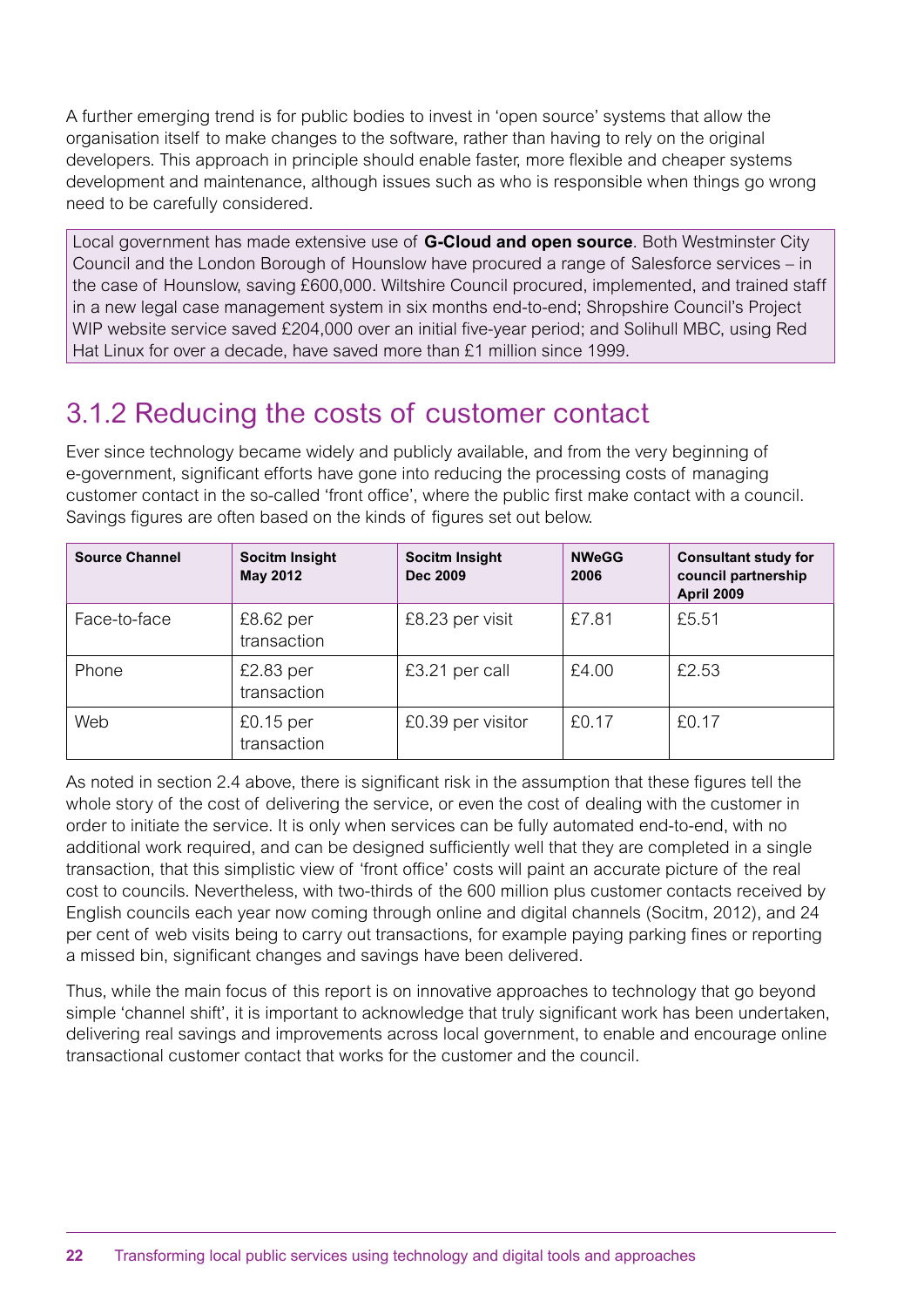A further emerging trend is for public bodies to invest in 'open source' systems that allow the organisation itself to make changes to the software, rather than having to rely on the original developers. This approach in principle should enable faster, more flexible and cheaper systems development and maintenance, although issues such as who is responsible when things go wrong need to be carefully considered.

> Local government has made extensive use of **G-Cloud and open source**. Both Westminster City Council and the London Borough of Hounslow have procured a range of Salesforce services – in the case of Hounslow, saving £600,000. Wiltshire Council procured, implemented, and trained staff in a new legal case management system in six months end-to-end; Shropshire Council's Project WIP website service saved £204,000 over an initial five-year period; and Solihull MBC, using Red Hat Linux for over a decade, have saved more than £1 million since 1999.

## 3.1.2 Reducing the costs of customer contact

Ever since technology became widely and publicly available, and from the very beginning of e-government, significant efforts have gone into reducing the processing costs of managing customer contact in the so-called 'front office', where the public first make contact with a council. Savings figures are often based on the kinds of figures set out below.

| Source Channel | Socitm Insight May 2012 | Socitm Insight Dec 2009 | NWeGG 2006 | Consultant study for council partnership April 2009 |
|---|---|---|---|---|
| Face-to-face | £8.62 per transaction | £8.23 per visit | £7.81 | £5.51 |
| Phone | £2.83 per transaction | £3.21 per call | £4.00 | £2.53 |
| Web | £0.15 per transaction | £0.39 per visitor | £0.17 | £0.17 |

As noted in section 2.4 above, there is significant risk in the assumption that these figures tell the whole story of the cost of delivering the service, or even the cost of dealing with the customer in order to initiate the service. It is only when services can be fully automated end-to-end, with no additional work required, and can be designed sufficiently well that they are completed in a single transaction, that this simplistic view of 'front office' costs will paint an accurate picture of the real cost to councils. Nevertheless, with two-thirds of the 600 million plus customer contacts received by English councils each year now coming through online and digital channels (Socitm, 2012), and 24 per cent of web visits being to carry out transactions, for example paying parking fines or reporting a missed bin, significant changes and savings have been delivered.

Thus, while the main focus of this report is on innovative approaches to technology that go beyond simple 'channel shift', it is important to acknowledge that truly significant work has been undertaken, delivering real savings and improvements across local government, to enable and encourage online transactional customer contact that works for the customer and the council.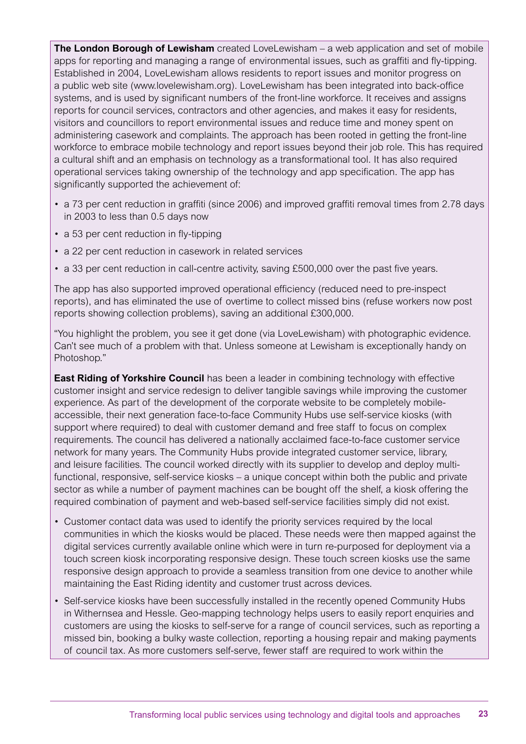**The London Borough of Lewisham** created LoveLewisham – a web application and set of mobile apps for reporting and managing a range of environmental issues, such as graffiti and fly-tipping. Established in 2004, LoveLewisham allows residents to report issues and monitor progress on a public web site (www.lovelewisham.org). LoveLewisham has been integrated into back-office systems, and is used by significant numbers of the front-line workforce. It receives and assigns reports for council services, contractors and other agencies, and makes it easy for residents, visitors and councillors to report environmental issues and reduce time and money spent on administering casework and complaints. The approach has been rooted in getting the front-line workforce to embrace mobile technology and report issues beyond their job role. This has required a cultural shift and an emphasis on technology as a transformational tool. It has also required operational services taking ownership of the technology and app specification. The app has significantly supported the achievement of:

- a 73 per cent reduction in graffiti (since 2006) and improved graffiti removal times from 2.78 days in 2003 to less than 0.5 days now
- a 53 per cent reduction in fly-tipping
- a 22 per cent reduction in casework in related services
- a 33 per cent reduction in call-centre activity, saving £500,000 over the past five years.

The app has also supported improved operational efficiency (reduced need to pre-inspect reports), and has eliminated the use of overtime to collect missed bins (refuse workers now post reports showing collection problems), saving an additional £300,000.

"You highlight the problem, you see it get done (via LoveLewisham) with photographic evidence. Can't see much of a problem with that. Unless someone at Lewisham is exceptionally handy on Photoshop."

**East Riding of Yorkshire Council** has been a leader in combining technology with effective customer insight and service redesign to deliver tangible savings while improving the customer experience. As part of the development of the corporate website to be completely mobile-accessible, their next generation face-to-face Community Hubs use self-service kiosks (with support where required) to deal with customer demand and free staff to focus on complex requirements. The council has delivered a nationally acclaimed face-to-face customer service network for many years. The Community Hubs provide integrated customer service, library, and leisure facilities. The council worked directly with its supplier to develop and deploy multi-functional, responsive, self-service kiosks – a unique concept within both the public and private sector as while a number of payment machines can be bought off the shelf, a kiosk offering the required combination of payment and web-based self-service facilities simply did not exist.

- Customer contact data was used to identify the priority services required by the local communities in which the kiosks would be placed. These needs were then mapped against the digital services currently available online which were in turn re-purposed for deployment via a touch screen kiosk incorporating responsive design. These touch screen kiosks use the same responsive design approach to provide a seamless transition from one device to another while maintaining the East Riding identity and customer trust across devices.
- Self-service kiosks have been successfully installed in the recently opened Community Hubs in Withernsea and Hessle. Geo-mapping technology helps users to easily report enquiries and customers are using the kiosks to self-serve for a range of council services, such as reporting a missed bin, booking a bulky waste collection, reporting a housing repair and making payments of council tax. As more customers self-serve, fewer staff are required to work within the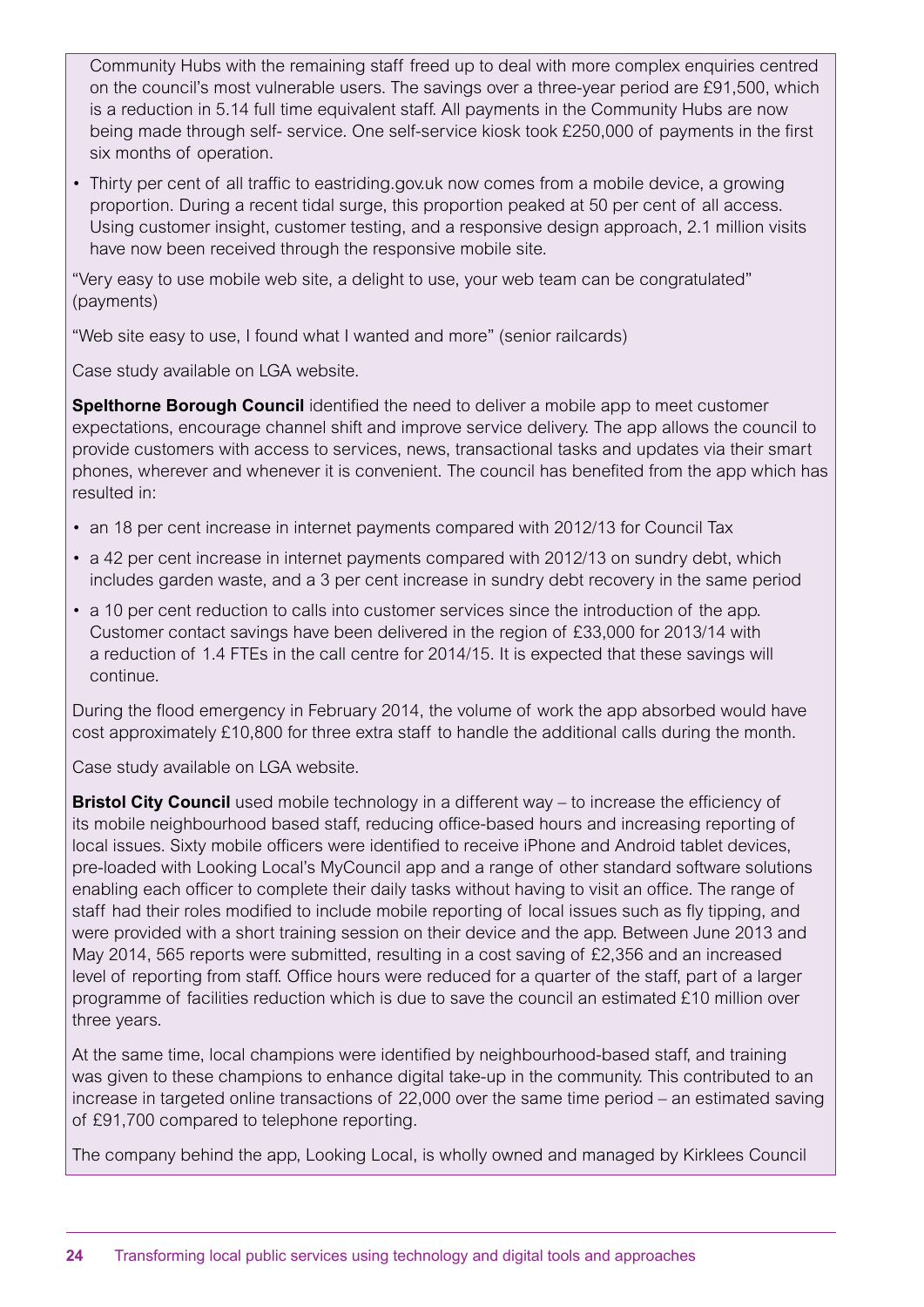Community Hubs with the remaining staff freed up to deal with more complex enquiries centred on the council's most vulnerable users. The savings over a three-year period are £91,500, which is a reduction in 5.14 full time equivalent staff. All payments in the Community Hubs are now being made through self- service. One self-service kiosk took £250,000 of payments in the first six months of operation.

- Thirty per cent of all traffic to eastriding.gov.uk now comes from a mobile device, a growing proportion. During a recent tidal surge, this proportion peaked at 50 per cent of all access. Using customer insight, customer testing, and a responsive design approach, 2.1 million visits have now been received through the responsive mobile site.

"Very easy to use mobile web site, a delight to use, your web team can be congratulated" (payments)

"Web site easy to use, I found what I wanted and more" (senior railcards)

Case study available on LGA website.

**Spelthorne Borough Council** identified the need to deliver a mobile app to meet customer expectations, encourage channel shift and improve service delivery. The app allows the council to provide customers with access to services, news, transactional tasks and updates via their smart phones, wherever and whenever it is convenient. The council has benefited from the app which has resulted in:

- an 18 per cent increase in internet payments compared with 2012/13 for Council Tax
- a 42 per cent increase in internet payments compared with 2012/13 on sundry debt, which includes garden waste, and a 3 per cent increase in sundry debt recovery in the same period
- a 10 per cent reduction to calls into customer services since the introduction of the app. Customer contact savings have been delivered in the region of £33,000 for 2013/14 with a reduction of 1.4 FTEs in the call centre for 2014/15. It is expected that these savings will continue.

During the flood emergency in February 2014, the volume of work the app absorbed would have cost approximately £10,800 for three extra staff to handle the additional calls during the month.

Case study available on LGA website.

**Bristol City Council** used mobile technology in a different way – to increase the efficiency of its mobile neighbourhood based staff, reducing office-based hours and increasing reporting of local issues. Sixty mobile officers were identified to receive iPhone and Android tablet devices, pre-loaded with Looking Local's MyCouncil app and a range of other standard software solutions enabling each officer to complete their daily tasks without having to visit an office. The range of staff had their roles modified to include mobile reporting of local issues such as fly tipping, and were provided with a short training session on their device and the app. Between June 2013 and May 2014, 565 reports were submitted, resulting in a cost saving of £2,356 and an increased level of reporting from staff. Office hours were reduced for a quarter of the staff, part of a larger programme of facilities reduction which is due to save the council an estimated £10 million over three years.

At the same time, local champions were identified by neighbourhood-based staff, and training was given to these champions to enhance digital take-up in the community. This contributed to an increase in targeted online transactions of 22,000 over the same time period – an estimated saving of £91,700 compared to telephone reporting.

The company behind the app, Looking Local, is wholly owned and managed by Kirklees Council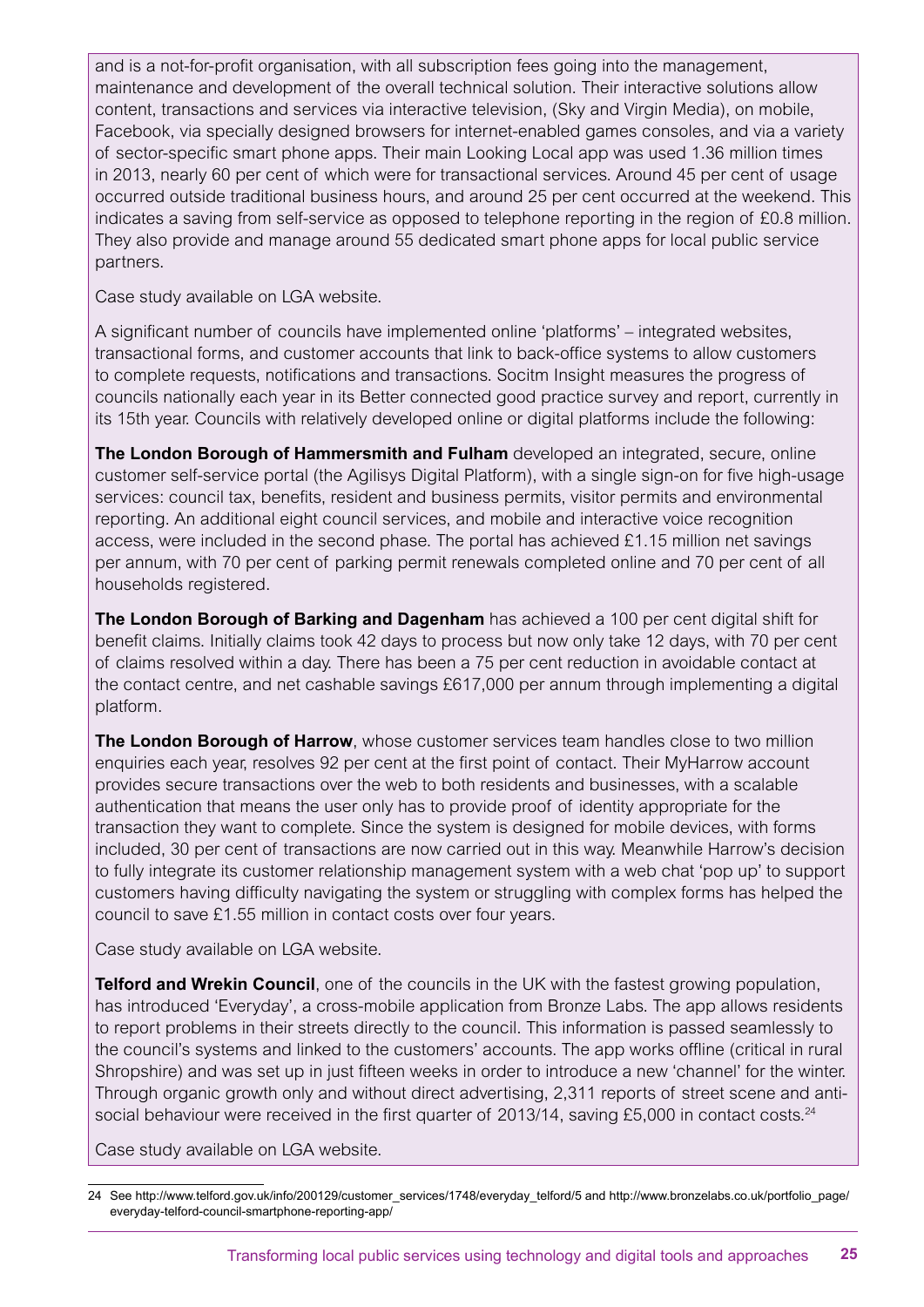and is a not-for-profit organisation, with all subscription fees going into the management, maintenance and development of the overall technical solution. Their interactive solutions allow content, transactions and services via interactive television, (Sky and Virgin Media), on mobile, Facebook, via specially designed browsers for internet-enabled games consoles, and via a variety of sector-specific smart phone apps. Their main Looking Local app was used 1.36 million times in 2013, nearly 60 per cent of which were for transactional services. Around 45 per cent of usage occurred outside traditional business hours, and around 25 per cent occurred at the weekend. This indicates a saving from self-service as opposed to telephone reporting in the region of £0.8 million. They also provide and manage around 55 dedicated smart phone apps for local public service partners.

Case study available on LGA website.

A significant number of councils have implemented online 'platforms' – integrated websites, transactional forms, and customer accounts that link to back-office systems to allow customers to complete requests, notifications and transactions. Socitm Insight measures the progress of councils nationally each year in its Better connected good practice survey and report, currently in its 15th year. Councils with relatively developed online or digital platforms include the following:

**The London Borough of Hammersmith and Fulham** developed an integrated, secure, online customer self-service portal (the Agilisys Digital Platform), with a single sign-on for five high-usage services: council tax, benefits, resident and business permits, visitor permits and environmental reporting. An additional eight council services, and mobile and interactive voice recognition access, were included in the second phase. The portal has achieved £1.15 million net savings per annum, with 70 per cent of parking permit renewals completed online and 70 per cent of all households registered.

**The London Borough of Barking and Dagenham** has achieved a 100 per cent digital shift for benefit claims. Initially claims took 42 days to process but now only take 12 days, with 70 per cent of claims resolved within a day. There has been a 75 per cent reduction in avoidable contact at the contact centre, and net cashable savings £617,000 per annum through implementing a digital platform.

**The London Borough of Harrow**, whose customer services team handles close to two million enquiries each year, resolves 92 per cent at the first point of contact. Their MyHarrow account provides secure transactions over the web to both residents and businesses, with a scalable authentication that means the user only has to provide proof of identity appropriate for the transaction they want to complete. Since the system is designed for mobile devices, with forms included, 30 per cent of transactions are now carried out in this way. Meanwhile Harrow's decision to fully integrate its customer relationship management system with a web chat 'pop up' to support customers having difficulty navigating the system or struggling with complex forms has helped the council to save £1.55 million in contact costs over four years.

Case study available on LGA website.

**Telford and Wrekin Council**, one of the councils in the UK with the fastest growing population, has introduced 'Everyday', a cross-mobile application from Bronze Labs. The app allows residents to report problems in their streets directly to the council. This information is passed seamlessly to the council's systems and linked to the customers' accounts. The app works offline (critical in rural Shropshire) and was set up in just fifteen weeks in order to introduce a new 'channel' for the winter. Through organic growth only and without direct advertising, 2,311 reports of street scene and anti-social behaviour were received in the first quarter of 2013/14, saving £5,000 in contact costs.[24]

Case study available on LGA website.

---

24 See http://www.telford.gov.uk/info/200129/customer_services/1748/everyday_telford/5 and http://www.bronzelabs.co.uk/portfolio_page/everyday-telford-council-smartphone-reporting-app/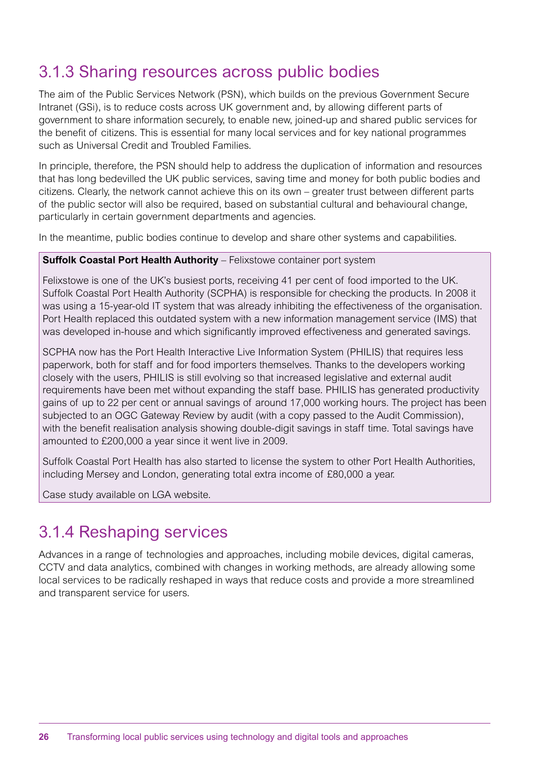### 3.1.3 Sharing resources across public bodies

The aim of the Public Services Network (PSN), which builds on the previous Government Secure Intranet (GSi), is to reduce costs across UK government and, by allowing different parts of government to share information securely, to enable new, joined-up and shared public services for the benefit of citizens. This is essential for many local services and for key national programmes such as Universal Credit and Troubled Families.

In principle, therefore, the PSN should help to address the duplication of information and resources that has long bedevilled the UK public services, saving time and money for both public bodies and citizens. Clearly, the network cannot achieve this on its own – greater trust between different parts of the public sector will also be required, based on substantial cultural and behavioural change, particularly in certain government departments and agencies.

In the meantime, public bodies continue to develop and share other systems and capabilities.

**Suffolk Coastal Port Health Authority** – Felixstowe container port system

Felixstowe is one of the UK's busiest ports, receiving 41 per cent of food imported to the UK. Suffolk Coastal Port Health Authority (SCPHA) is responsible for checking the products. In 2008 it was using a 15-year-old IT system that was already inhibiting the effectiveness of the organisation. Port Health replaced this outdated system with a new information management service (IMS) that was developed in-house and which significantly improved effectiveness and generated savings.

SCPHA now has the Port Health Interactive Live Information System (PHILIS) that requires less paperwork, both for staff and for food importers themselves. Thanks to the developers working closely with the users, PHILIS is still evolving so that increased legislative and external audit requirements have been met without expanding the staff base. PHILIS has generated productivity gains of up to 22 per cent or annual savings of around 17,000 working hours. The project has been subjected to an OGC Gateway Review by audit (with a copy passed to the Audit Commission), with the benefit realisation analysis showing double-digit savings in staff time. Total savings have amounted to £200,000 a year since it went live in 2009.

Suffolk Coastal Port Health has also started to license the system to other Port Health Authorities, including Mersey and London, generating total extra income of £80,000 a year.

Case study available on LGA website.

### 3.1.4 Reshaping services

Advances in a range of technologies and approaches, including mobile devices, digital cameras, CCTV and data analytics, combined with changes in working methods, are already allowing some local services to be radically reshaped in ways that reduce costs and provide a more streamlined and transparent service for users.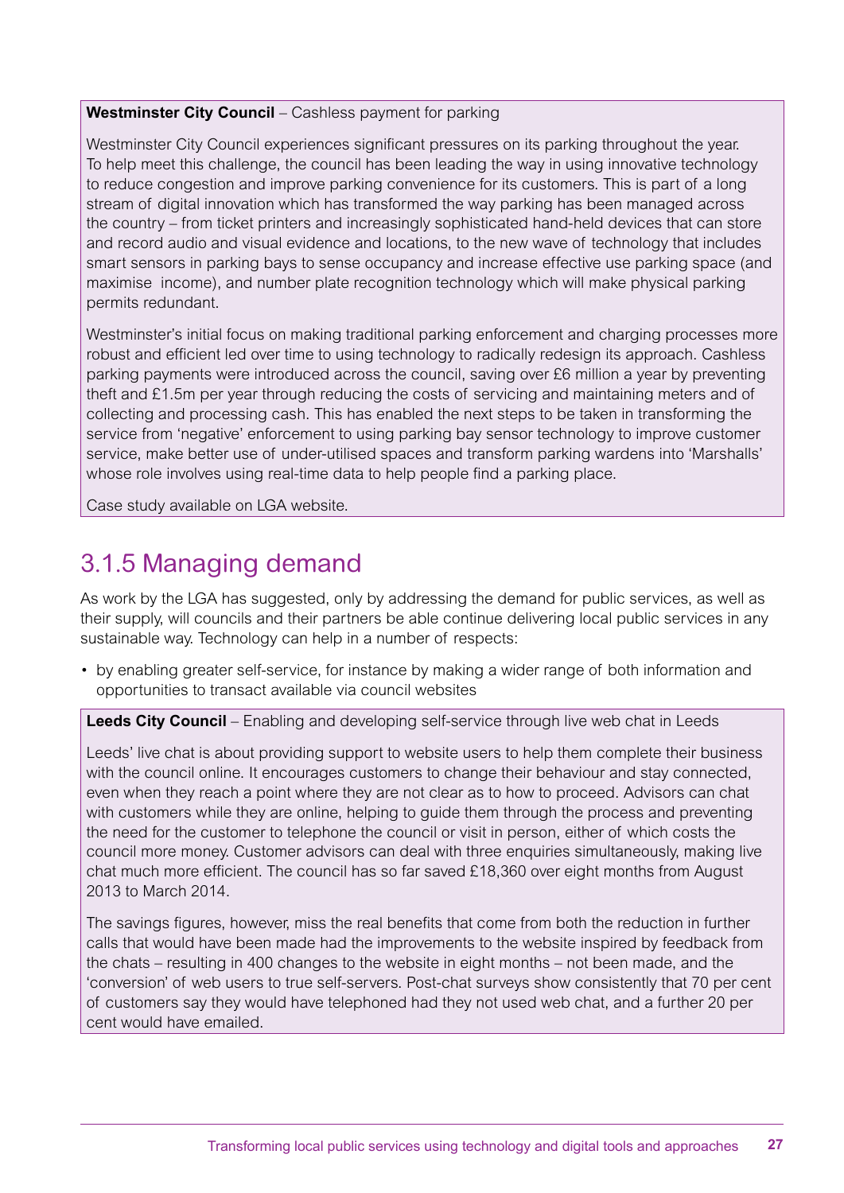**Westminster City Council** – Cashless payment for parking

Westminster City Council experiences significant pressures on its parking throughout the year. To help meet this challenge, the council has been leading the way in using innovative technology to reduce congestion and improve parking convenience for its customers. This is part of a long stream of digital innovation which has transformed the way parking has been managed across the country – from ticket printers and increasingly sophisticated hand-held devices that can store and record audio and visual evidence and locations, to the new wave of technology that includes smart sensors in parking bays to sense occupancy and increase effective use parking space (and maximise income), and number plate recognition technology which will make physical parking permits redundant.

Westminster's initial focus on making traditional parking enforcement and charging processes more robust and efficient led over time to using technology to radically redesign its approach. Cashless parking payments were introduced across the council, saving over £6 million a year by preventing theft and £1.5m per year through reducing the costs of servicing and maintaining meters and of collecting and processing cash. This has enabled the next steps to be taken in transforming the service from 'negative' enforcement to using parking bay sensor technology to improve customer service, make better use of under-utilised spaces and transform parking wardens into 'Marshalls' whose role involves using real-time data to help people find a parking place.

Case study available on LGA website.

## 3.1.5 Managing demand

As work by the LGA has suggested, only by addressing the demand for public services, as well as their supply, will councils and their partners be able continue delivering local public services in any sustainable way. Technology can help in a number of respects:

- by enabling greater self-service, for instance by making a wider range of both information and opportunities to transact available via council websites

**Leeds City Council** – Enabling and developing self-service through live web chat in Leeds

Leeds' live chat is about providing support to website users to help them complete their business with the council online. It encourages customers to change their behaviour and stay connected, even when they reach a point where they are not clear as to how to proceed. Advisors can chat with customers while they are online, helping to guide them through the process and preventing the need for the customer to telephone the council or visit in person, either of which costs the council more money. Customer advisors can deal with three enquiries simultaneously, making live chat much more efficient. The council has so far saved £18,360 over eight months from August 2013 to March 2014.

The savings figures, however, miss the real benefits that come from both the reduction in further calls that would have been made had the improvements to the website inspired by feedback from the chats – resulting in 400 changes to the website in eight months – not been made, and the 'conversion' of web users to true self-servers. Post-chat surveys show consistently that 70 per cent of customers say they would have telephoned had they not used web chat, and a further 20 per cent would have emailed.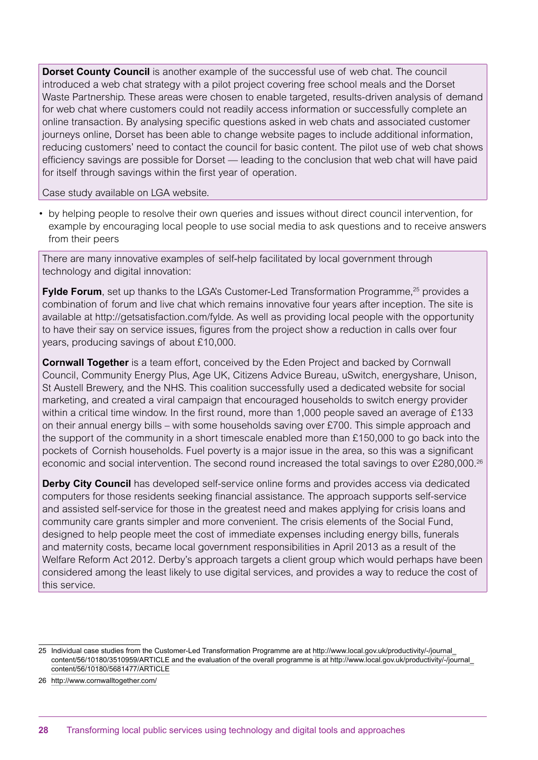**Dorset County Council** is another example of the successful use of web chat. The council introduced a web chat strategy with a pilot project covering free school meals and the Dorset Waste Partnership. These areas were chosen to enable targeted, results-driven analysis of demand for web chat where customers could not readily access information or successfully complete an online transaction. By analysing specific questions asked in web chats and associated customer journeys online, Dorset has been able to change website pages to include additional information, reducing customers' need to contact the council for basic content. The pilot use of web chat shows efficiency savings are possible for Dorset — leading to the conclusion that web chat will have paid for itself through savings within the first year of operation.

Case study available on LGA website.

- by helping people to resolve their own queries and issues without direct council intervention, for example by encouraging local people to use social media to ask questions and to receive answers from their peers

There are many innovative examples of self-help facilitated by local government through technology and digital innovation:

**Fylde Forum**, set up thanks to the LGA's Customer-Led Transformation Programme,[25] provides a combination of forum and live chat which remains innovative four years after inception. The site is available at http://getsatisfaction.com/fylde. As well as providing local people with the opportunity to have their say on service issues, figures from the project show a reduction in calls over four years, producing savings of about £10,000.

**Cornwall Together** is a team effort, conceived by the Eden Project and backed by Cornwall Council, Community Energy Plus, Age UK, Citizens Advice Bureau, uSwitch, energyshare, Unison, St Austell Brewery, and the NHS. This coalition successfully used a dedicated website for social marketing, and created a viral campaign that encouraged households to switch energy provider within a critical time window. In the first round, more than 1,000 people saved an average of £133 on their annual energy bills – with some households saving over £700. This simple approach and the support of the community in a short timescale enabled more than £150,000 to go back into the pockets of Cornish households. Fuel poverty is a major issue in the area, so this was a significant economic and social intervention. The second round increased the total savings to over £280,000.[26]

**Derby City Council** has developed self-service online forms and provides access via dedicated computers for those residents seeking financial assistance. The approach supports self-service and assisted self-service for those in the greatest need and makes applying for crisis loans and community care grants simpler and more convenient. The crisis elements of the Social Fund, designed to help people meet the cost of immediate expenses including energy bills, funerals and maternity costs, became local government responsibilities in April 2013 as a result of the Welfare Reform Act 2012. Derby's approach targets a client group which would perhaps have been considered among the least likely to use digital services, and provides a way to reduce the cost of this service.

---

25 Individual case studies from the Customer-Led Transformation Programme are at http://www.local.gov.uk/productivity/-/journal_content/56/10180/3510959/ARTICLE and the evaluation of the overall programme is at http://www.local.gov.uk/productivity/-/journal_content/56/10180/5681477/ARTICLE

26 http://www.cornwalltogether.com/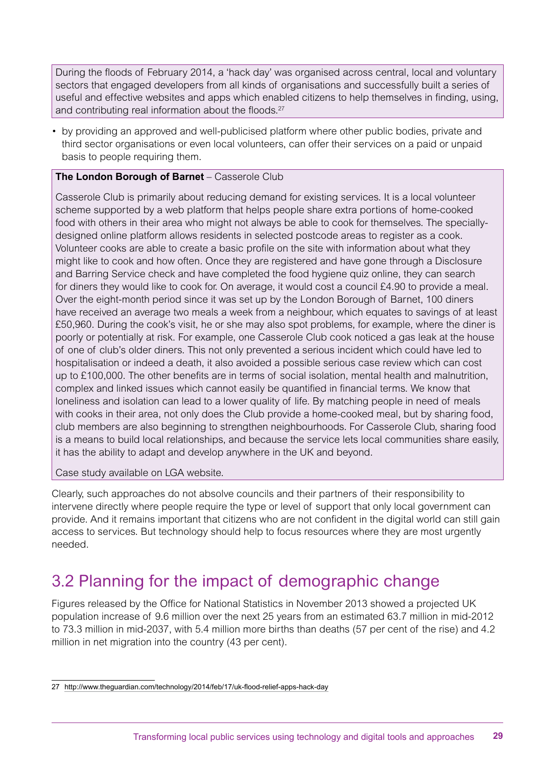During the floods of February 2014, a 'hack day' was organised across central, local and voluntary sectors that engaged developers from all kinds of organisations and successfully built a series of useful and effective websites and apps which enabled citizens to help themselves in finding, using, and contributing real information about the floods.[27]

- by providing an approved and well-publicised platform where other public bodies, private and third sector organisations or even local volunteers, can offer their services on a paid or unpaid basis to people requiring them.

**The London Borough of Barnet** – Casserole Club

Casserole Club is primarily about reducing demand for existing services. It is a local volunteer scheme supported by a web platform that helps people share extra portions of home-cooked food with others in their area who might not always be able to cook for themselves. The specially-designed online platform allows residents in selected postcode areas to register as a cook. Volunteer cooks are able to create a basic profile on the site with information about what they might like to cook and how often. Once they are registered and have gone through a Disclosure and Barring Service check and have completed the food hygiene quiz online, they can search for diners they would like to cook for. On average, it would cost a council £4.90 to provide a meal. Over the eight-month period since it was set up by the London Borough of Barnet, 100 diners have received an average two meals a week from a neighbour, which equates to savings of at least £50,960. During the cook's visit, he or she may also spot problems, for example, where the diner is poorly or potentially at risk. For example, one Casserole Club cook noticed a gas leak at the house of one of club's older diners. This not only prevented a serious incident which could have led to hospitalisation or indeed a death, it also avoided a possible serious case review which can cost up to £100,000. The other benefits are in terms of social isolation, mental health and malnutrition, complex and linked issues which cannot easily be quantified in financial terms. We know that loneliness and isolation can lead to a lower quality of life. By matching people in need of meals with cooks in their area, not only does the Club provide a home-cooked meal, but by sharing food, club members are also beginning to strengthen neighbourhoods. For Casserole Club, sharing food is a means to build local relationships, and because the service lets local communities share easily, it has the ability to adapt and develop anywhere in the UK and beyond.

Case study available on LGA website.

Clearly, such approaches do not absolve councils and their partners of their responsibility to intervene directly where people require the type or level of support that only local government can provide. And it remains important that citizens who are not confident in the digital world can still gain access to services. But technology should help to focus resources where they are most urgently needed.

## 3.2 Planning for the impact of demographic change

Figures released by the Office for National Statistics in November 2013 showed a projected UK population increase of 9.6 million over the next 25 years from an estimated 63.7 million in mid-2012 to 73.3 million in mid-2037, with 5.4 million more births than deaths (57 per cent of the rise) and 4.2 million in net migration into the country (43 per cent).

---

27 http://www.theguardian.com/technology/2014/feb/17/uk-flood-relief-apps-hack-day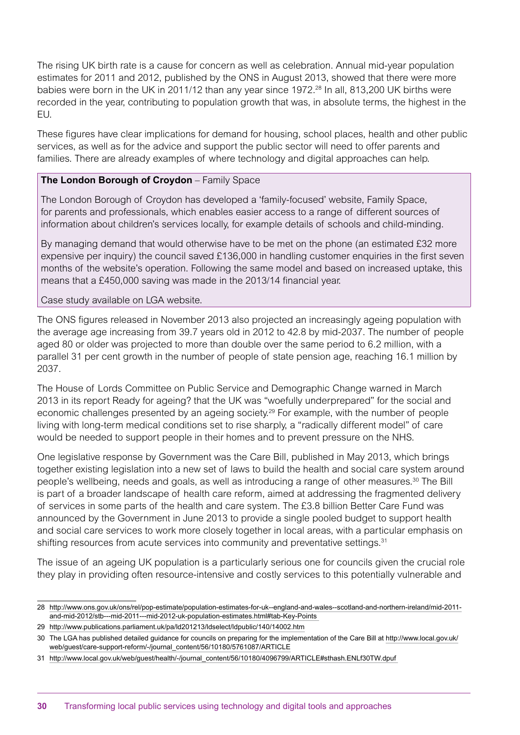The rising UK birth rate is a cause for concern as well as celebration. Annual mid-year population estimates for 2011 and 2012, published by the ONS in August 2013, showed that there were more babies were born in the UK in 2011/12 than any year since 1972.[28] In all, 813,200 UK births were recorded in the year, contributing to population growth that was, in absolute terms, the highest in the EU.

These figures have clear implications for demand for housing, school places, health and other public services, as well as for the advice and support the public sector will need to offer parents and families. There are already examples of where technology and digital approaches can help.

> **The London Borough of Croydon** – Family Space
>
> The London Borough of Croydon has developed a 'family-focused' website, Family Space, for parents and professionals, which enables easier access to a range of different sources of information about children's services locally, for example details of schools and child-minding.
>
> By managing demand that would otherwise have to be met on the phone (an estimated £32 more expensive per inquiry) the council saved £136,000 in handling customer enquiries in the first seven months of the website's operation. Following the same model and based on increased uptake, this means that a £450,000 saving was made in the 2013/14 financial year.
>
> Case study available on LGA website.

The ONS figures released in November 2013 also projected an increasingly ageing population with the average age increasing from 39.7 years old in 2012 to 42.8 by mid-2037. The number of people aged 80 or older was projected to more than double over the same period to 6.2 million, with a parallel 31 per cent growth in the number of people of state pension age, reaching 16.1 million by 2037.

The House of Lords Committee on Public Service and Demographic Change warned in March 2013 in its report Ready for ageing? that the UK was "woefully underprepared" for the social and economic challenges presented by an ageing society.[29] For example, with the number of people living with long-term medical conditions set to rise sharply, a "radically different model" of care would be needed to support people in their homes and to prevent pressure on the NHS.

One legislative response by Government was the Care Bill, published in May 2013, which brings together existing legislation into a new set of laws to build the health and social care system around people's wellbeing, needs and goals, as well as introducing a range of other measures.[30] The Bill is part of a broader landscape of health care reform, aimed at addressing the fragmented delivery of services in some parts of the health and care system. The £3.8 billion Better Care Fund was announced by the Government in June 2013 to provide a single pooled budget to support health and social care services to work more closely together in local areas, with a particular emphasis on shifting resources from acute services into community and preventative settings.[31]

The issue of an ageing UK population is a particularly serious one for councils given the crucial role they play in providing often resource-intensive and costly services to this potentially vulnerable and

---

28 http://www.ons.gov.uk/ons/rel/pop-estimate/population-estimates-for-uk--england-and-wales--scotland-and-northern-ireland/mid-2011-and-mid-2012/stb---mid-2011---mid-2012-uk-population-estimates.html#tab-Key-Points

29 http://www.publications.parliament.uk/pa/ld201213/ldselect/ldpublic/140/14002.htm

30 The LGA has published detailed guidance for councils on preparing for the implementation of the Care Bill at http://www.local.gov.uk/web/guest/care-support-reform/-/journal_content/56/10180/5761087/ARTICLE

31 http://www.local.gov.uk/web/guest/health/-/journal_content/56/10180/4096799/ARTICLE#sthash.ENLf30TW.dpuf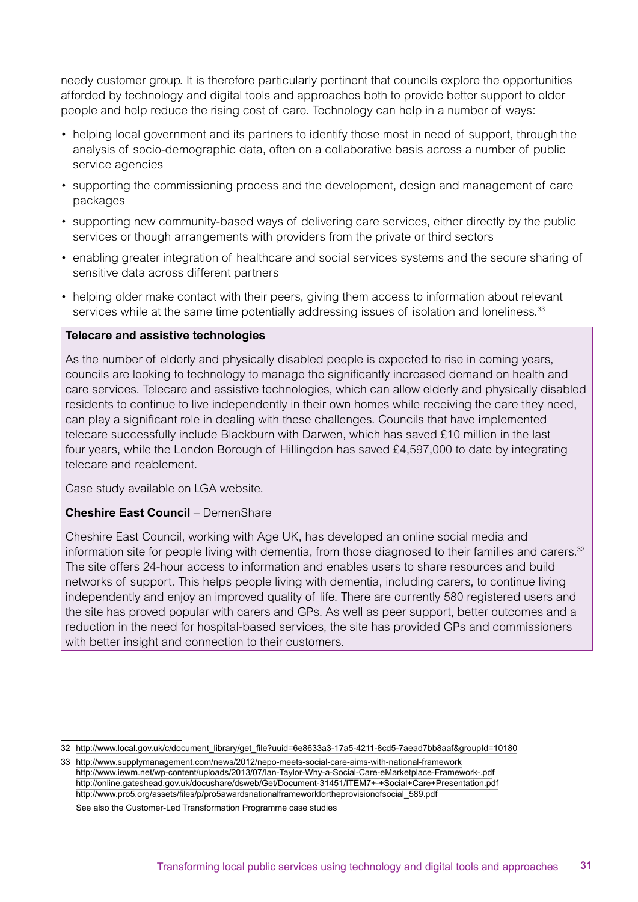needy customer group. It is therefore particularly pertinent that councils explore the opportunities afforded by technology and digital tools and approaches both to provide better support to older people and help reduce the rising cost of care. Technology can help in a number of ways:

- helping local government and its partners to identify those most in need of support, through the analysis of socio-demographic data, often on a collaborative basis across a number of public service agencies
- supporting the commissioning process and the development, design and management of care packages
- supporting new community-based ways of delivering care services, either directly by the public services or though arrangements with providers from the private or third sectors
- enabling greater integration of healthcare and social services systems and the secure sharing of sensitive data across different partners
- helping older make contact with their peers, giving them access to information about relevant services while at the same time potentially addressing issues of isolation and loneliness.[33]

**Telecare and assistive technologies**

As the number of elderly and physically disabled people is expected to rise in coming years, councils are looking to technology to manage the significantly increased demand on health and care services. Telecare and assistive technologies, which can allow elderly and physically disabled residents to continue to live independently in their own homes while receiving the care they need, can play a significant role in dealing with these challenges. Councils that have implemented telecare successfully include Blackburn with Darwen, which has saved £10 million in the last four years, while the London Borough of Hillingdon has saved £4,597,000 to date by integrating telecare and reablement.

Case study available on LGA website.

**Cheshire East Council** – DemenShare

Cheshire East Council, working with Age UK, has developed an online social media and information site for people living with dementia, from those diagnosed to their families and carers.[32] The site offers 24-hour access to information and enables users to share resources and build networks of support. This helps people living with dementia, including carers, to continue living independently and enjoy an improved quality of life. There are currently 580 registered users and the site has proved popular with carers and GPs. As well as peer support, better outcomes and a reduction in the need for hospital-based services, the site has provided GPs and commissioners with better insight and connection to their customers.

---

32 http://www.local.gov.uk/c/document_library/get_file?uuid=6e8633a3-17a5-4211-8cd5-7aead7bb8aaf&groupId=10180

33 http://www.supplymanagement.com/news/2012/nepo-meets-social-care-aims-with-national-framework
http://www.iewm.net/wp-content/uploads/2013/07/Ian-Taylor-Why-a-Social-Care-eMarketplace-Framework-.pdf
http://online.gateshead.gov.uk/docushare/dsweb/Get/Document-31451/ITEM7+-+Social+Care+Presentation.pdf
http://www.pro5.org/assets/files/p/pro5awardsnationalframeworkfortheprovisionofsocial_589.pdf
See also the Customer-Led Transformation Programme case studies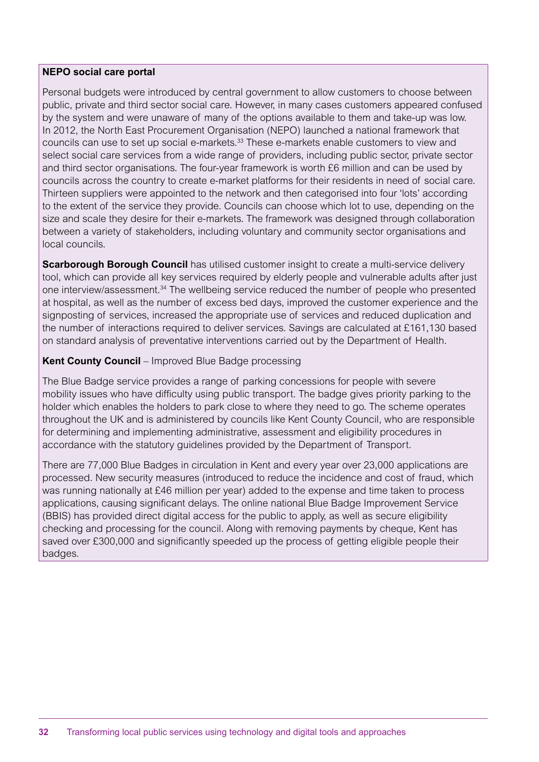**NEPO social care portal**

Personal budgets were introduced by central government to allow customers to choose between public, private and third sector social care. However, in many cases customers appeared confused by the system and were unaware of many of the options available to them and take-up was low. In 2012, the North East Procurement Organisation (NEPO) launched a national framework that councils can use to set up social e-markets.[33] These e-markets enable customers to view and select social care services from a wide range of providers, including public sector, private sector and third sector organisations. The four-year framework is worth £6 million and can be used by councils across the country to create e-market platforms for their residents in need of social care. Thirteen suppliers were appointed to the network and then categorised into four 'lots' according to the extent of the service they provide. Councils can choose which lot to use, depending on the size and scale they desire for their e-markets. The framework was designed through collaboration between a variety of stakeholders, including voluntary and community sector organisations and local councils.

**Scarborough Borough Council** has utilised customer insight to create a multi-service delivery tool, which can provide all key services required by elderly people and vulnerable adults after just one interview/assessment.[34] The wellbeing service reduced the number of people who presented at hospital, as well as the number of excess bed days, improved the customer experience and the signposting of services, increased the appropriate use of services and reduced duplication and the number of interactions required to deliver services. Savings are calculated at £161,130 based on standard analysis of preventative interventions carried out by the Department of Health.

**Kent County Council** – Improved Blue Badge processing

The Blue Badge service provides a range of parking concessions for people with severe mobility issues who have difficulty using public transport. The badge gives priority parking to the holder which enables the holders to park close to where they need to go. The scheme operates throughout the UK and is administered by councils like Kent County Council, who are responsible for determining and implementing administrative, assessment and eligibility procedures in accordance with the statutory guidelines provided by the Department of Transport.

There are 77,000 Blue Badges in circulation in Kent and every year over 23,000 applications are processed. New security measures (introduced to reduce the incidence and cost of fraud, which was running nationally at £46 million per year) added to the expense and time taken to process applications, causing significant delays. The online national Blue Badge Improvement Service (BBIS) has provided direct digital access for the public to apply, as well as secure eligibility checking and processing for the council. Along with removing payments by cheque, Kent has saved over £300,000 and significantly speeded up the process of getting eligible people their badges.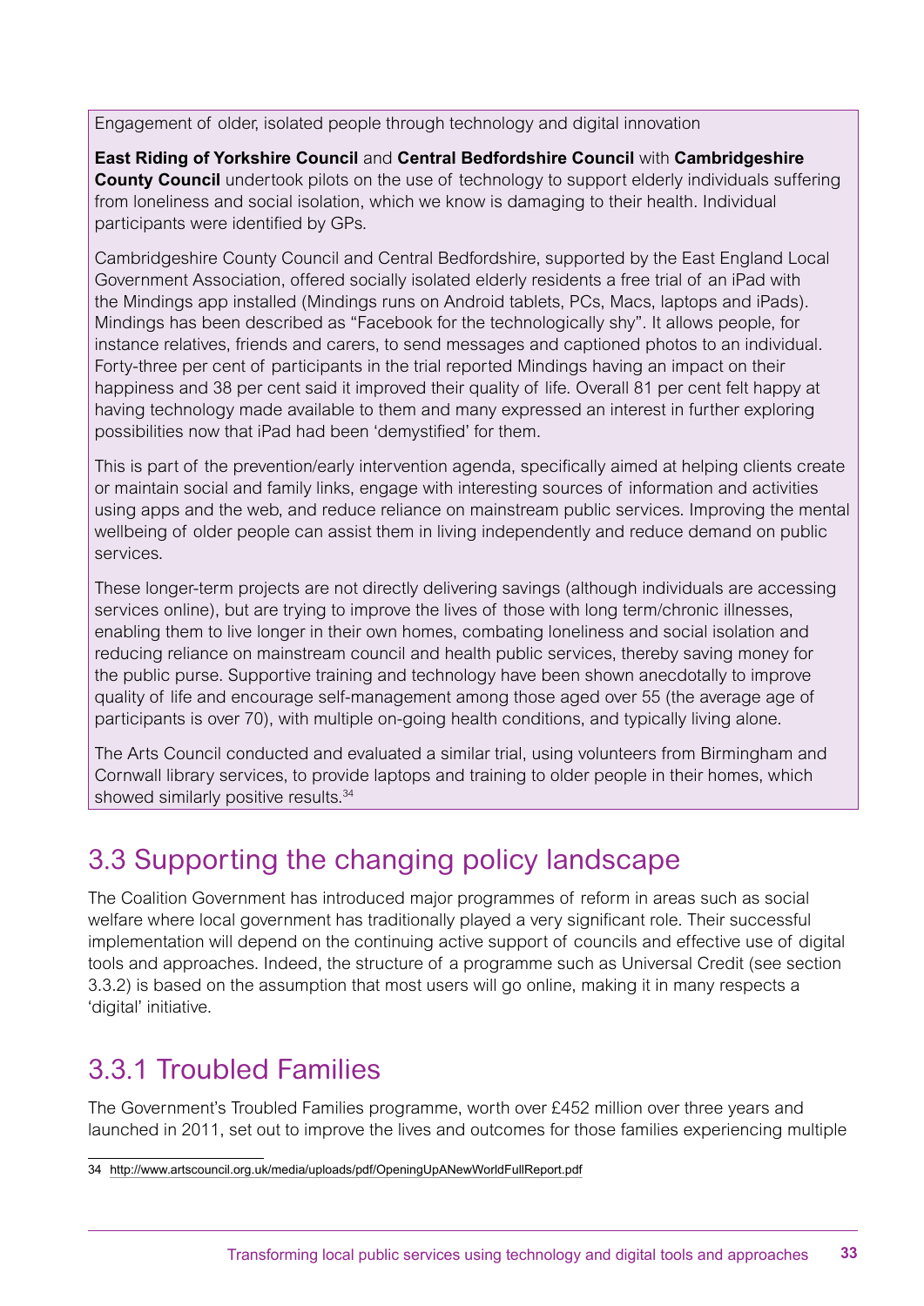Engagement of older, isolated people through technology and digital innovation

**East Riding of Yorkshire Council** and **Central Bedfordshire Council** with **Cambridgeshire County Council** undertook pilots on the use of technology to support elderly individuals suffering from loneliness and social isolation, which we know is damaging to their health. Individual participants were identified by GPs.

Cambridgeshire County Council and Central Bedfordshire, supported by the East England Local Government Association, offered socially isolated elderly residents a free trial of an iPad with the Mindings app installed (Mindings runs on Android tablets, PCs, Macs, laptops and iPads). Mindings has been described as "Facebook for the technologically shy". It allows people, for instance relatives, friends and carers, to send messages and captioned photos to an individual. Forty-three per cent of participants in the trial reported Mindings having an impact on their happiness and 38 per cent said it improved their quality of life. Overall 81 per cent felt happy at having technology made available to them and many expressed an interest in further exploring possibilities now that iPad had been 'demystified' for them.

This is part of the prevention/early intervention agenda, specifically aimed at helping clients create or maintain social and family links, engage with interesting sources of information and activities using apps and the web, and reduce reliance on mainstream public services. Improving the mental wellbeing of older people can assist them in living independently and reduce demand on public services.

These longer-term projects are not directly delivering savings (although individuals are accessing services online), but are trying to improve the lives of those with long term/chronic illnesses, enabling them to live longer in their own homes, combating loneliness and social isolation and reducing reliance on mainstream council and health public services, thereby saving money for the public purse. Supportive training and technology have been shown anecdotally to improve quality of life and encourage self-management among those aged over 55 (the average age of participants is over 70), with multiple on-going health conditions, and typically living alone.

The Arts Council conducted and evaluated a similar trial, using volunteers from Birmingham and Cornwall library services, to provide laptops and training to older people in their homes, which showed similarly positive results.[34]

## 3.3 Supporting the changing policy landscape

The Coalition Government has introduced major programmes of reform in areas such as social welfare where local government has traditionally played a very significant role. Their successful implementation will depend on the continuing active support of councils and effective use of digital tools and approaches. Indeed, the structure of a programme such as Universal Credit (see section 3.3.2) is based on the assumption that most users will go online, making it in many respects a 'digital' initiative.

### 3.3.1 Troubled Families

The Government's Troubled Families programme, worth over £452 million over three years and launched in 2011, set out to improve the lives and outcomes for those families experiencing multiple

---

34 http://www.artscouncil.org.uk/media/uploads/pdf/OpeningUpANewWorldFullReport.pdf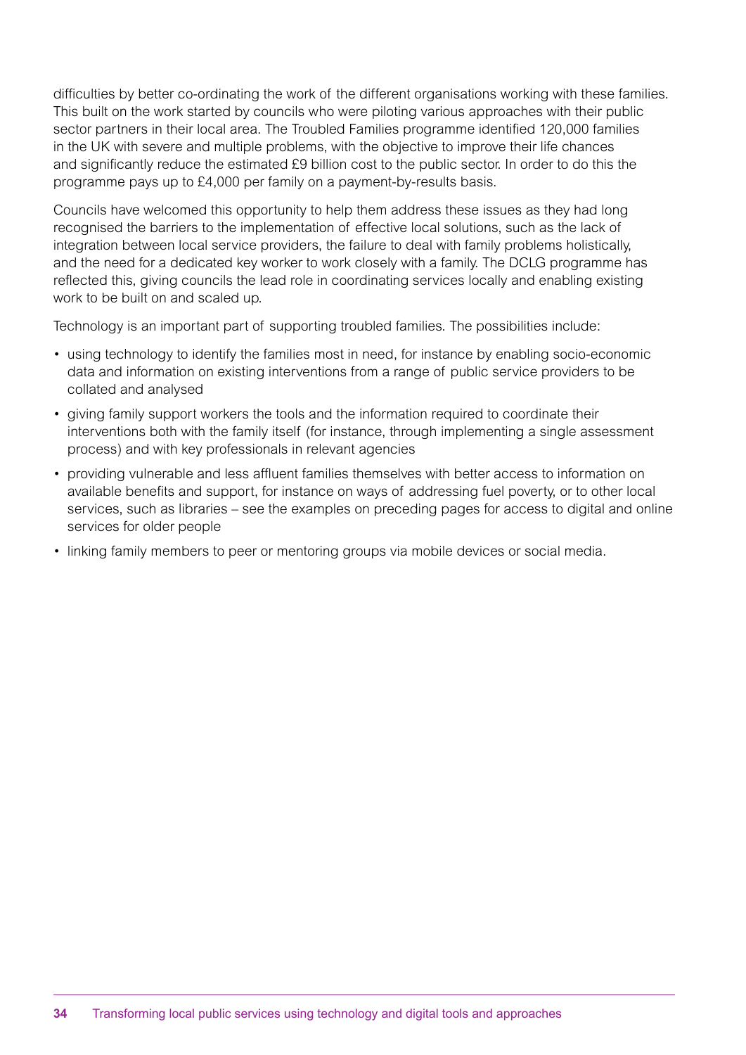difficulties by better co-ordinating the work of the different organisations working with these families. This built on the work started by councils who were piloting various approaches with their public sector partners in their local area. The Troubled Families programme identified 120,000 families in the UK with severe and multiple problems, with the objective to improve their life chances and significantly reduce the estimated £9 billion cost to the public sector. In order to do this the programme pays up to £4,000 per family on a payment-by-results basis.

Councils have welcomed this opportunity to help them address these issues as they had long recognised the barriers to the implementation of effective local solutions, such as the lack of integration between local service providers, the failure to deal with family problems holistically, and the need for a dedicated key worker to work closely with a family. The DCLG programme has reflected this, giving councils the lead role in coordinating services locally and enabling existing work to be built on and scaled up.

Technology is an important part of supporting troubled families. The possibilities include:

- using technology to identify the families most in need, for instance by enabling socio-economic data and information on existing interventions from a range of public service providers to be collated and analysed
- giving family support workers the tools and the information required to coordinate their interventions both with the family itself (for instance, through implementing a single assessment process) and with key professionals in relevant agencies
- providing vulnerable and less affluent families themselves with better access to information on available benefits and support, for instance on ways of addressing fuel poverty, or to other local services, such as libraries – see the examples on preceding pages for access to digital and online services for older people
- linking family members to peer or mentoring groups via mobile devices or social media.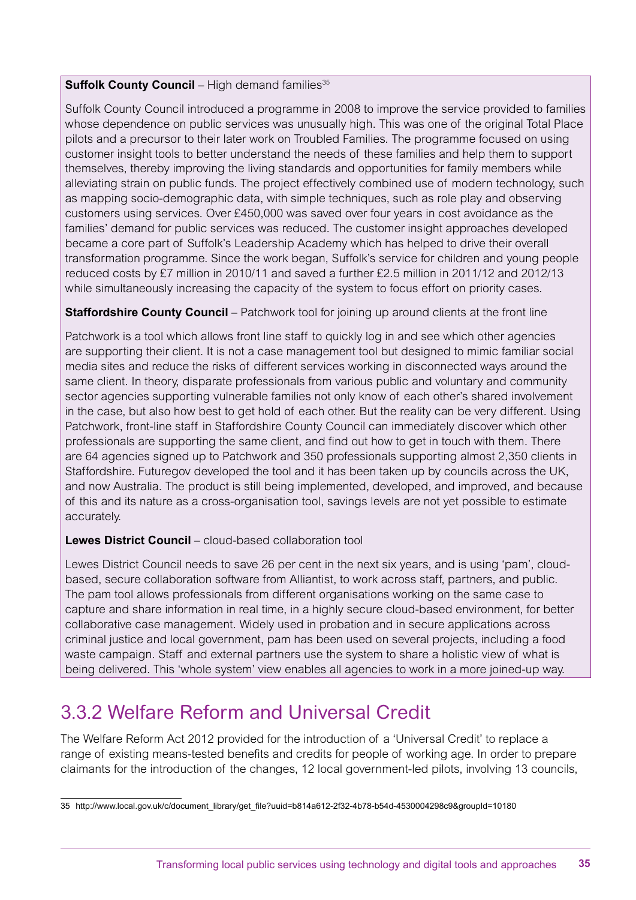**Suffolk County Council** – High demand families[35]

Suffolk County Council introduced a programme in 2008 to improve the service provided to families whose dependence on public services was unusually high. This was one of the original Total Place pilots and a precursor to their later work on Troubled Families. The programme focused on using customer insight tools to better understand the needs of these families and help them to support themselves, thereby improving the living standards and opportunities for family members while alleviating strain on public funds. The project effectively combined use of modern technology, such as mapping socio-demographic data, with simple techniques, such as role play and observing customers using services. Over £450,000 was saved over four years in cost avoidance as the families' demand for public services was reduced. The customer insight approaches developed became a core part of Suffolk's Leadership Academy which has helped to drive their overall transformation programme. Since the work began, Suffolk's service for children and young people reduced costs by £7 million in 2010/11 and saved a further £2.5 million in 2011/12 and 2012/13 while simultaneously increasing the capacity of the system to focus effort on priority cases.

**Staffordshire County Council** – Patchwork tool for joining up around clients at the front line

Patchwork is a tool which allows front line staff to quickly log in and see which other agencies are supporting their client. It is not a case management tool but designed to mimic familiar social media sites and reduce the risks of different services working in disconnected ways around the same client. In theory, disparate professionals from various public and voluntary and community sector agencies supporting vulnerable families not only know of each other's shared involvement in the case, but also how best to get hold of each other. But the reality can be very different. Using Patchwork, front-line staff in Staffordshire County Council can immediately discover which other professionals are supporting the same client, and find out how to get in touch with them. There are 64 agencies signed up to Patchwork and 350 professionals supporting almost 2,350 clients in Staffordshire. Futuregov developed the tool and it has been taken up by councils across the UK, and now Australia. The product is still being implemented, developed, and improved, and because of this and its nature as a cross-organisation tool, savings levels are not yet possible to estimate accurately.

**Lewes District Council** – cloud-based collaboration tool

Lewes District Council needs to save 26 per cent in the next six years, and is using 'pam', cloud-based, secure collaboration software from Alliantist, to work across staff, partners, and public. The pam tool allows professionals from different organisations working on the same case to capture and share information in real time, in a highly secure cloud-based environment, for better collaborative case management. Widely used in probation and in secure applications across criminal justice and local government, pam has been used on several projects, including a food waste campaign. Staff and external partners use the system to share a holistic view of what is being delivered. This 'whole system' view enables all agencies to work in a more joined-up way.

## 3.3.2 Welfare Reform and Universal Credit

The Welfare Reform Act 2012 provided for the introduction of a 'Universal Credit' to replace a range of existing means-tested benefits and credits for people of working age. In order to prepare claimants for the introduction of the changes, 12 local government-led pilots, involving 13 councils,

---

35 http://www.local.gov.uk/c/document_library/get_file?uuid=b814a612-2f32-4b78-b54d-4530004298c9&groupId=10180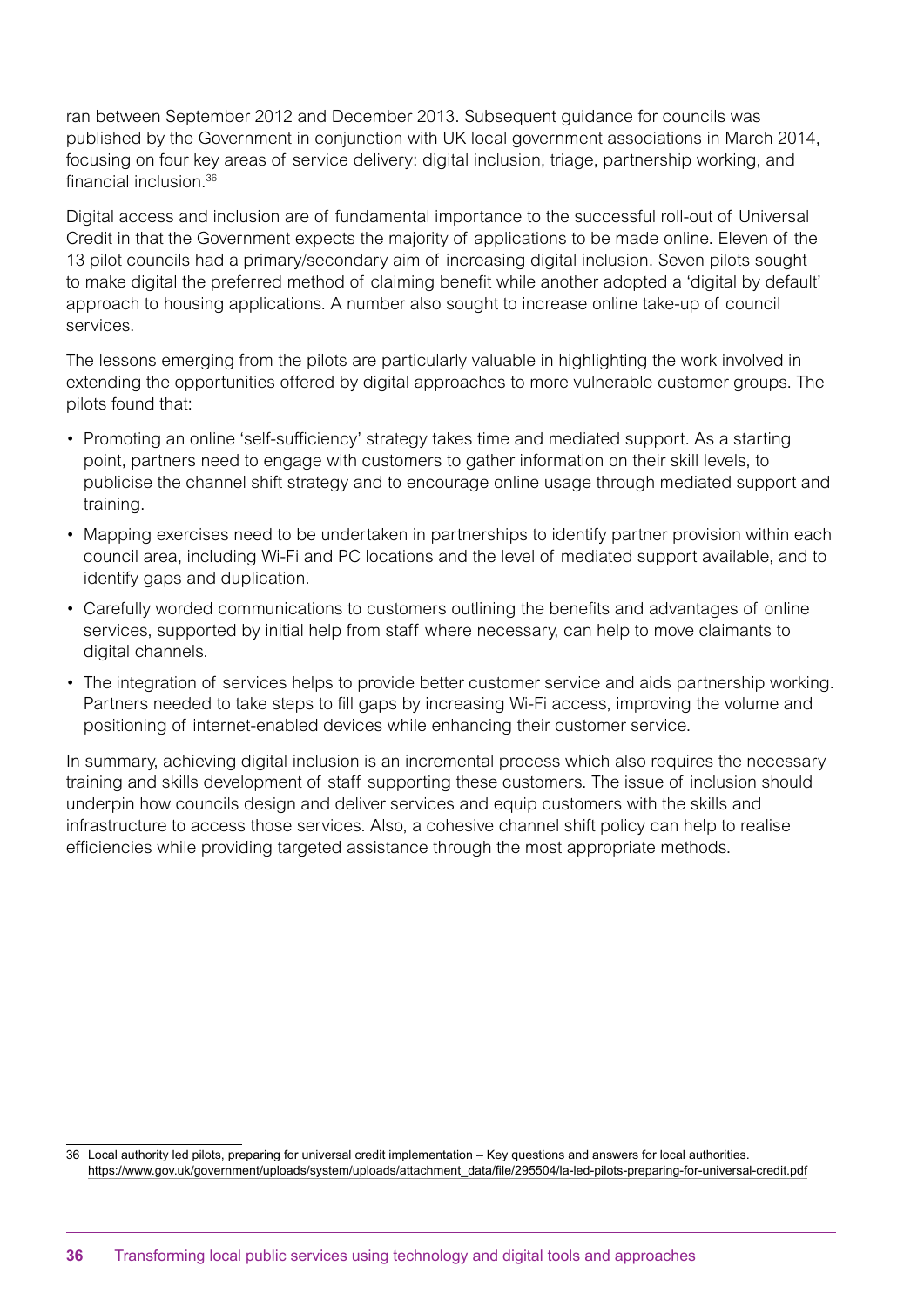ran between September 2012 and December 2013. Subsequent guidance for councils was published by the Government in conjunction with UK local government associations in March 2014, focusing on four key areas of service delivery: digital inclusion, triage, partnership working, and financial inclusion.[36]

Digital access and inclusion are of fundamental importance to the successful roll-out of Universal Credit in that the Government expects the majority of applications to be made online. Eleven of the 13 pilot councils had a primary/secondary aim of increasing digital inclusion. Seven pilots sought to make digital the preferred method of claiming benefit while another adopted a 'digital by default' approach to housing applications. A number also sought to increase online take-up of council services.

The lessons emerging from the pilots are particularly valuable in highlighting the work involved in extending the opportunities offered by digital approaches to more vulnerable customer groups. The pilots found that:

- Promoting an online 'self-sufficiency' strategy takes time and mediated support. As a starting point, partners need to engage with customers to gather information on their skill levels, to publicise the channel shift strategy and to encourage online usage through mediated support and training.
- Mapping exercises need to be undertaken in partnerships to identify partner provision within each council area, including Wi-Fi and PC locations and the level of mediated support available, and to identify gaps and duplication.
- Carefully worded communications to customers outlining the benefits and advantages of online services, supported by initial help from staff where necessary, can help to move claimants to digital channels.
- The integration of services helps to provide better customer service and aids partnership working. Partners needed to take steps to fill gaps by increasing Wi-Fi access, improving the volume and positioning of internet-enabled devices while enhancing their customer service.

In summary, achieving digital inclusion is an incremental process which also requires the necessary training and skills development of staff supporting these customers. The issue of inclusion should underpin how councils design and deliver services and equip customers with the skills and infrastructure to access those services. Also, a cohesive channel shift policy can help to realise efficiencies while providing targeted assistance through the most appropriate methods.

---

36 Local authority led pilots, preparing for universal credit implementation – Key questions and answers for local authorities. https://www.gov.uk/government/uploads/system/uploads/attachment_data/file/295504/la-led-pilots-preparing-for-universal-credit.pdf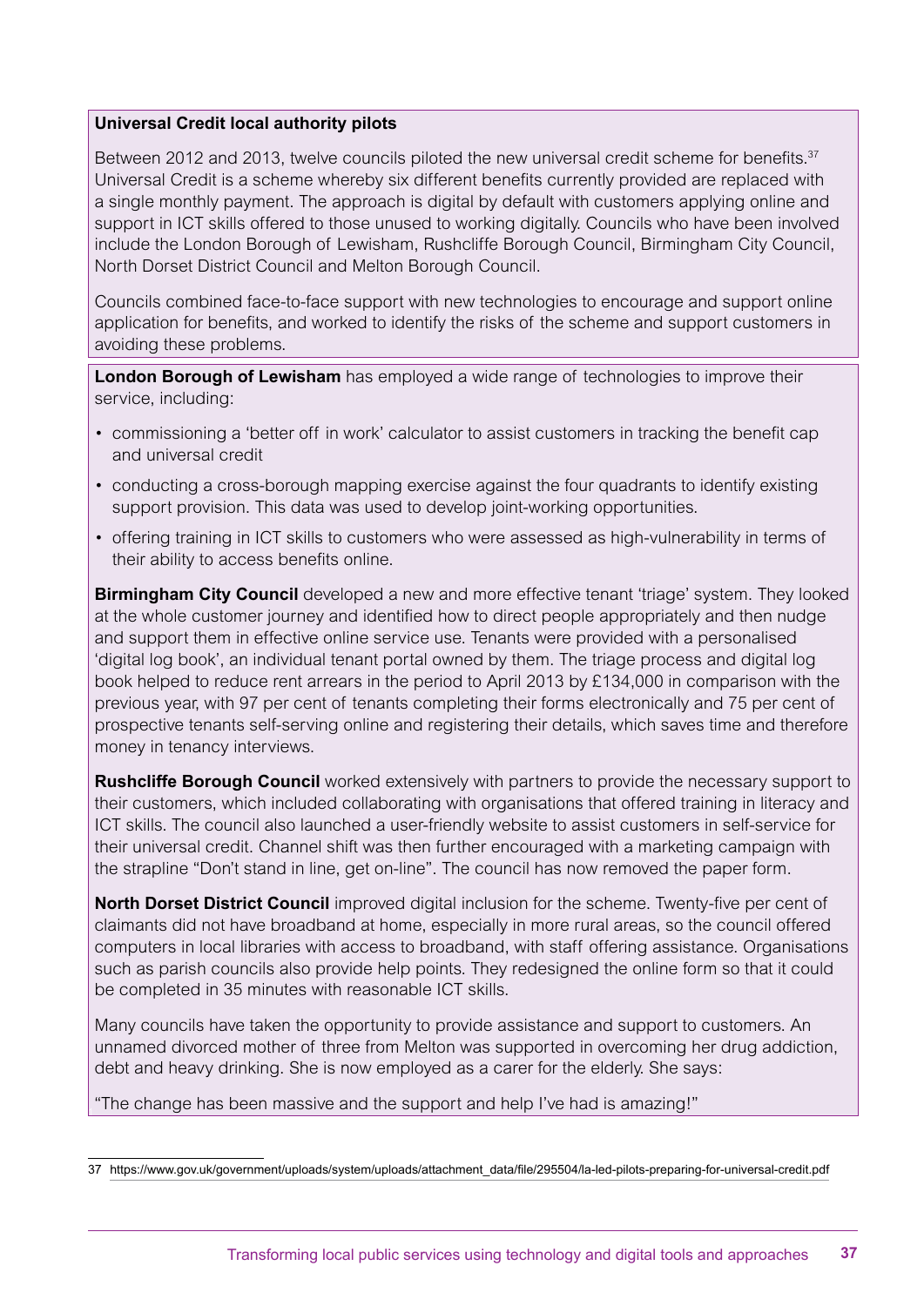**Universal Credit local authority pilots**

Between 2012 and 2013, twelve councils piloted the new universal credit scheme for benefits.[37] Universal Credit is a scheme whereby six different benefits currently provided are replaced with a single monthly payment. The approach is digital by default with customers applying online and support in ICT skills offered to those unused to working digitally. Councils who have been involved include the London Borough of Lewisham, Rushcliffe Borough Council, Birmingham City Council, North Dorset District Council and Melton Borough Council.

Councils combined face-to-face support with new technologies to encourage and support online application for benefits, and worked to identify the risks of the scheme and support customers in avoiding these problems.

**London Borough of Lewisham** has employed a wide range of technologies to improve their service, including:

- commissioning a 'better off in work' calculator to assist customers in tracking the benefit cap and universal credit
- conducting a cross-borough mapping exercise against the four quadrants to identify existing support provision. This data was used to develop joint-working opportunities.
- offering training in ICT skills to customers who were assessed as high-vulnerability in terms of their ability to access benefits online.

**Birmingham City Council** developed a new and more effective tenant 'triage' system. They looked at the whole customer journey and identified how to direct people appropriately and then nudge and support them in effective online service use. Tenants were provided with a personalised 'digital log book', an individual tenant portal owned by them. The triage process and digital log book helped to reduce rent arrears in the period to April 2013 by £134,000 in comparison with the previous year, with 97 per cent of tenants completing their forms electronically and 75 per cent of prospective tenants self-serving online and registering their details, which saves time and therefore money in tenancy interviews.

**Rushcliffe Borough Council** worked extensively with partners to provide the necessary support to their customers, which included collaborating with organisations that offered training in literacy and ICT skills. The council also launched a user-friendly website to assist customers in self-service for their universal credit. Channel shift was then further encouraged with a marketing campaign with the strapline "Don't stand in line, get on-line". The council has now removed the paper form.

**North Dorset District Council** improved digital inclusion for the scheme. Twenty-five per cent of claimants did not have broadband at home, especially in more rural areas, so the council offered computers in local libraries with access to broadband, with staff offering assistance. Organisations such as parish councils also provide help points. They redesigned the online form so that it could be completed in 35 minutes with reasonable ICT skills.

Many councils have taken the opportunity to provide assistance and support to customers. An unnamed divorced mother of three from Melton was supported in overcoming her drug addiction, debt and heavy drinking. She is now employed as a carer for the elderly. She says:

"The change has been massive and the support and help I've had is amazing!"

---

37 https://www.gov.uk/government/uploads/system/uploads/attachment_data/file/295504/la-led-pilots-preparing-for-universal-credit.pdf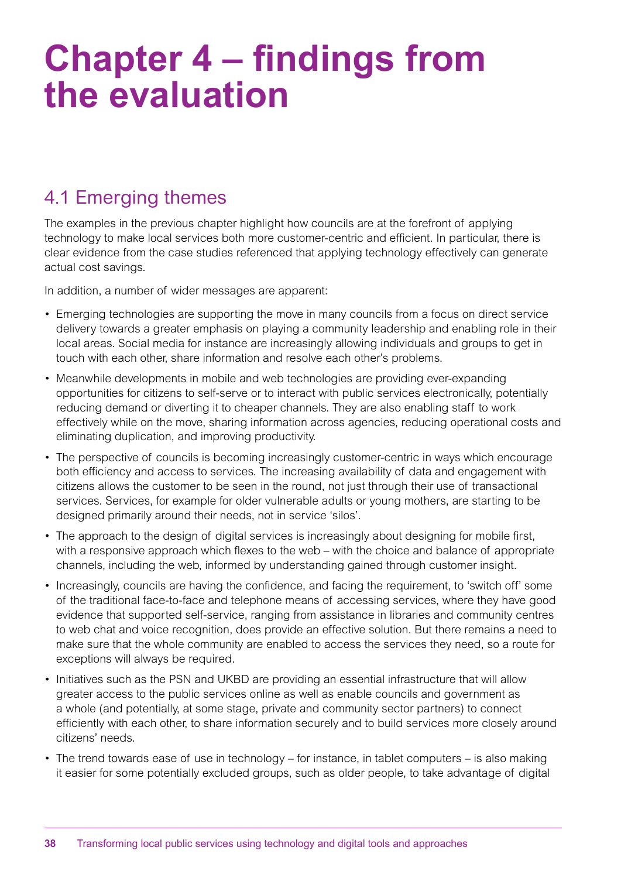# Chapter 4 – findings from the evaluation

## 4.1 Emerging themes

The examples in the previous chapter highlight how councils are at the forefront of applying technology to make local services both more customer-centric and efficient. In particular, there is clear evidence from the case studies referenced that applying technology effectively can generate actual cost savings.

In addition, a number of wider messages are apparent:

- Emerging technologies are supporting the move in many councils from a focus on direct service delivery towards a greater emphasis on playing a community leadership and enabling role in their local areas. Social media for instance are increasingly allowing individuals and groups to get in touch with each other, share information and resolve each other's problems.
- Meanwhile developments in mobile and web technologies are providing ever-expanding opportunities for citizens to self-serve or to interact with public services electronically, potentially reducing demand or diverting it to cheaper channels. They are also enabling staff to work effectively while on the move, sharing information across agencies, reducing operational costs and eliminating duplication, and improving productivity.
- The perspective of councils is becoming increasingly customer-centric in ways which encourage both efficiency and access to services. The increasing availability of data and engagement with citizens allows the customer to be seen in the round, not just through their use of transactional services. Services, for example for older vulnerable adults or young mothers, are starting to be designed primarily around their needs, not in service 'silos'.
- The approach to the design of digital services is increasingly about designing for mobile first, with a responsive approach which flexes to the web – with the choice and balance of appropriate channels, including the web, informed by understanding gained through customer insight.
- Increasingly, councils are having the confidence, and facing the requirement, to 'switch off' some of the traditional face-to-face and telephone means of accessing services, where they have good evidence that supported self-service, ranging from assistance in libraries and community centres to web chat and voice recognition, does provide an effective solution. But there remains a need to make sure that the whole community are enabled to access the services they need, so a route for exceptions will always be required.
- Initiatives such as the PSN and UKBD are providing an essential infrastructure that will allow greater access to the public services online as well as enable councils and government as a whole (and potentially, at some stage, private and community sector partners) to connect efficiently with each other, to share information securely and to build services more closely around citizens' needs.
- The trend towards ease of use in technology – for instance, in tablet computers – is also making it easier for some potentially excluded groups, such as older people, to take advantage of digital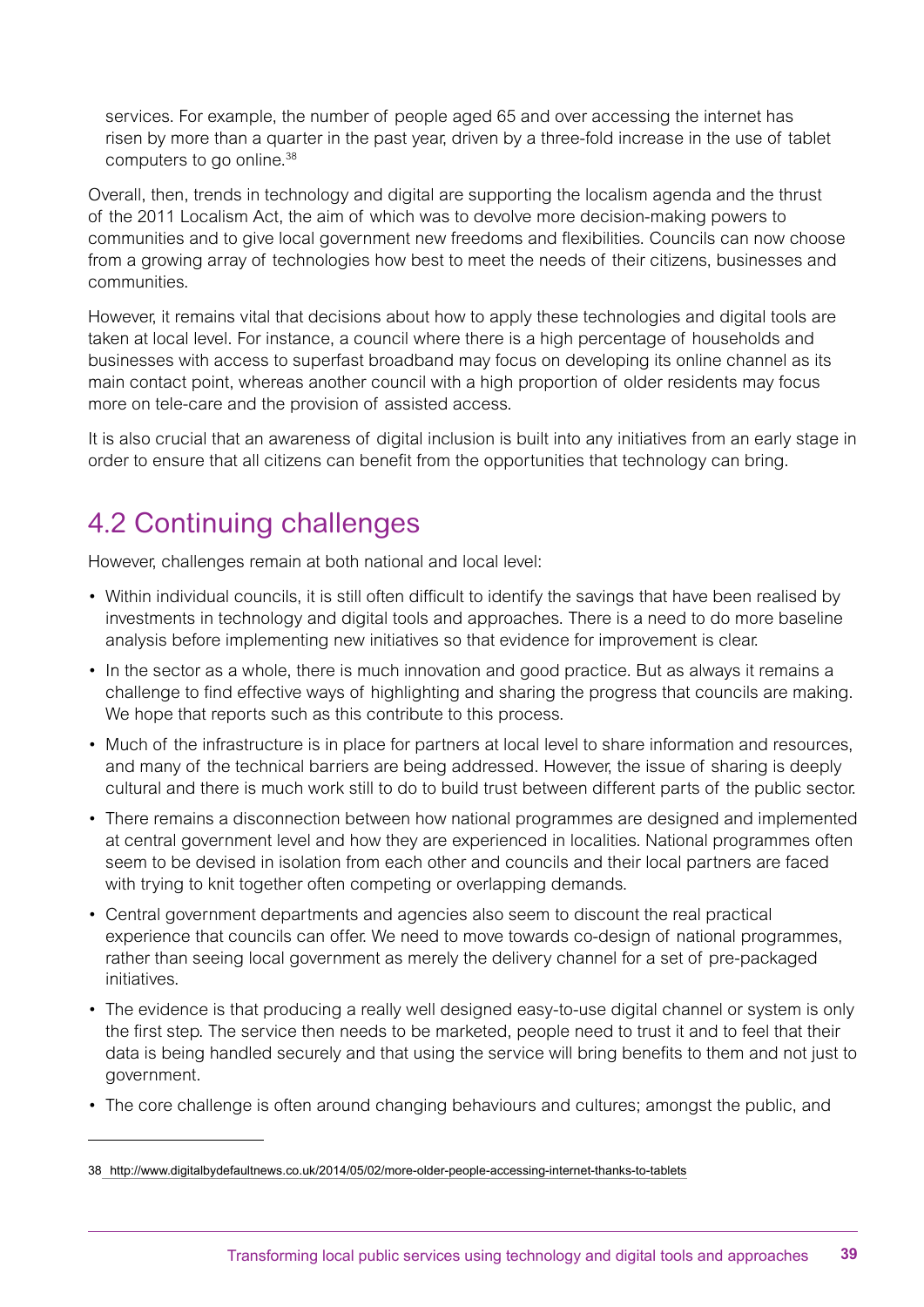services. For example, the number of people aged 65 and over accessing the internet has risen by more than a quarter in the past year, driven by a three-fold increase in the use of tablet computers to go online.[38]

Overall, then, trends in technology and digital are supporting the localism agenda and the thrust of the 2011 Localism Act, the aim of which was to devolve more decision-making powers to communities and to give local government new freedoms and flexibilities. Councils can now choose from a growing array of technologies how best to meet the needs of their citizens, businesses and communities.

However, it remains vital that decisions about how to apply these technologies and digital tools are taken at local level. For instance, a council where there is a high percentage of households and businesses with access to superfast broadband may focus on developing its online channel as its main contact point, whereas another council with a high proportion of older residents may focus more on tele-care and the provision of assisted access.

It is also crucial that an awareness of digital inclusion is built into any initiatives from an early stage in order to ensure that all citizens can benefit from the opportunities that technology can bring.

## 4.2 Continuing challenges

However, challenges remain at both national and local level:

- Within individual councils, it is still often difficult to identify the savings that have been realised by investments in technology and digital tools and approaches. There is a need to do more baseline analysis before implementing new initiatives so that evidence for improvement is clear.
- In the sector as a whole, there is much innovation and good practice. But as always it remains a challenge to find effective ways of highlighting and sharing the progress that councils are making. We hope that reports such as this contribute to this process.
- Much of the infrastructure is in place for partners at local level to share information and resources, and many of the technical barriers are being addressed. However, the issue of sharing is deeply cultural and there is much work still to do to build trust between different parts of the public sector.
- There remains a disconnection between how national programmes are designed and implemented at central government level and how they are experienced in localities. National programmes often seem to be devised in isolation from each other and councils and their local partners are faced with trying to knit together often competing or overlapping demands.
- Central government departments and agencies also seem to discount the real practical experience that councils can offer. We need to move towards co-design of national programmes, rather than seeing local government as merely the delivery channel for a set of pre-packaged initiatives.
- The evidence is that producing a really well designed easy-to-use digital channel or system is only the first step. The service then needs to be marketed, people need to trust it and to feel that their data is being handled securely and that using the service will bring benefits to them and not just to government.
- The core challenge is often around changing behaviours and cultures; amongst the public, and

---

38 http://www.digitalbydefaultnews.co.uk/2014/05/02/more-older-people-accessing-internet-thanks-to-tablets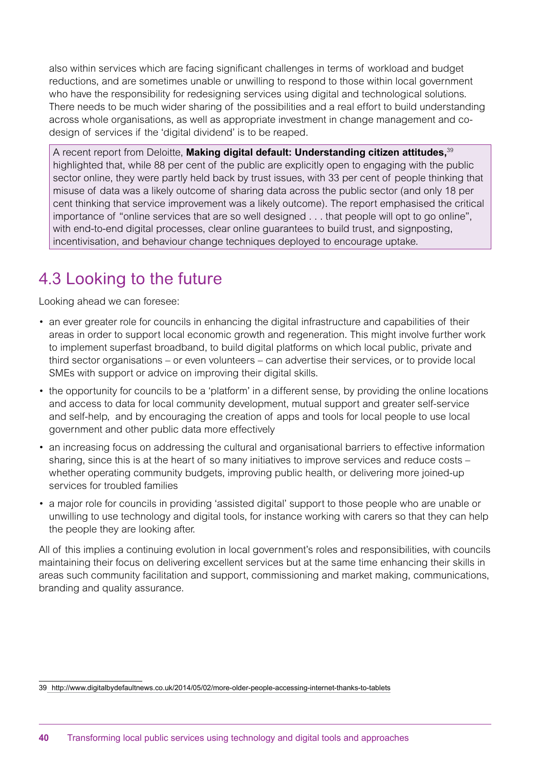also within services which are facing significant challenges in terms of workload and budget reductions, and are sometimes unable or unwilling to respond to those within local government who have the responsibility for redesigning services using digital and technological solutions. There needs to be much wider sharing of the possibilities and a real effort to build understanding across whole organisations, as well as appropriate investment in change management and co-design of services if the 'digital dividend' is to be reaped.

A recent report from Deloitte, **Making digital default: Understanding citizen attitudes,**[39] highlighted that, while 88 per cent of the public are explicitly open to engaging with the public sector online, they were partly held back by trust issues, with 33 per cent of people thinking that misuse of data was a likely outcome of sharing data across the public sector (and only 18 per cent thinking that service improvement was a likely outcome). The report emphasised the critical importance of "online services that are so well designed . . . that people will opt to go online", with end-to-end digital processes, clear online guarantees to build trust, and signposting, incentivisation, and behaviour change techniques deployed to encourage uptake.

## 4.3 Looking to the future

Looking ahead we can foresee:

- an ever greater role for councils in enhancing the digital infrastructure and capabilities of their areas in order to support local economic growth and regeneration. This might involve further work to implement superfast broadband, to build digital platforms on which local public, private and third sector organisations – or even volunteers – can advertise their services, or to provide local SMEs with support or advice on improving their digital skills.
- the opportunity for councils to be a 'platform' in a different sense, by providing the online locations and access to data for local community development, mutual support and greater self-service and self-help, and by encouraging the creation of apps and tools for local people to use local government and other public data more effectively
- an increasing focus on addressing the cultural and organisational barriers to effective information sharing, since this is at the heart of so many initiatives to improve services and reduce costs – whether operating community budgets, improving public health, or delivering more joined-up services for troubled families
- a major role for councils in providing 'assisted digital' support to those people who are unable or unwilling to use technology and digital tools, for instance working with carers so that they can help the people they are looking after.

All of this implies a continuing evolution in local government's roles and responsibilities, with councils maintaining their focus on delivering excellent services but at the same time enhancing their skills in areas such community facilitation and support, commissioning and market making, communications, branding and quality assurance.

39 http://www.digitalbydefaultnews.co.uk/2014/05/02/more-older-people-accessing-internet-thanks-to-tablets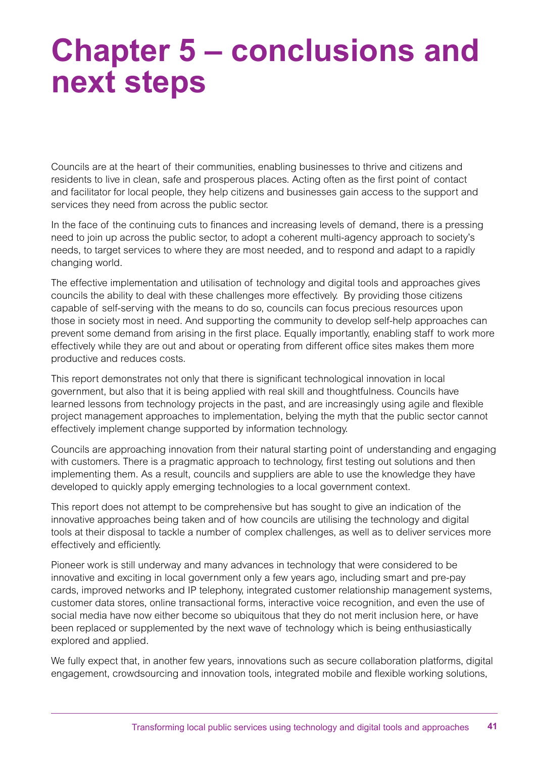# Chapter 5 – conclusions and next steps

Councils are at the heart of their communities, enabling businesses to thrive and citizens and residents to live in clean, safe and prosperous places. Acting often as the first point of contact and facilitator for local people, they help citizens and businesses gain access to the support and services they need from across the public sector.

In the face of the continuing cuts to finances and increasing levels of demand, there is a pressing need to join up across the public sector, to adopt a coherent multi-agency approach to society's needs, to target services to where they are most needed, and to respond and adapt to a rapidly changing world.

The effective implementation and utilisation of technology and digital tools and approaches gives councils the ability to deal with these challenges more effectively. By providing those citizens capable of self-serving with the means to do so, councils can focus precious resources upon those in society most in need. And supporting the community to develop self-help approaches can prevent some demand from arising in the first place. Equally importantly, enabling staff to work more effectively while they are out and about or operating from different office sites makes them more productive and reduces costs.

This report demonstrates not only that there is significant technological innovation in local government, but also that it is being applied with real skill and thoughtfulness. Councils have learned lessons from technology projects in the past, and are increasingly using agile and flexible project management approaches to implementation, belying the myth that the public sector cannot effectively implement change supported by information technology.

Councils are approaching innovation from their natural starting point of understanding and engaging with customers. There is a pragmatic approach to technology, first testing out solutions and then implementing them. As a result, councils and suppliers are able to use the knowledge they have developed to quickly apply emerging technologies to a local government context.

This report does not attempt to be comprehensive but has sought to give an indication of the innovative approaches being taken and of how councils are utilising the technology and digital tools at their disposal to tackle a number of complex challenges, as well as to deliver services more effectively and efficiently.

Pioneer work is still underway and many advances in technology that were considered to be innovative and exciting in local government only a few years ago, including smart and pre-pay cards, improved networks and IP telephony, integrated customer relationship management systems, customer data stores, online transactional forms, interactive voice recognition, and even the use of social media have now either become so ubiquitous that they do not merit inclusion here, or have been replaced or supplemented by the next wave of technology which is being enthusiastically explored and applied.

We fully expect that, in another few years, innovations such as secure collaboration platforms, digital engagement, crowdsourcing and innovation tools, integrated mobile and flexible working solutions,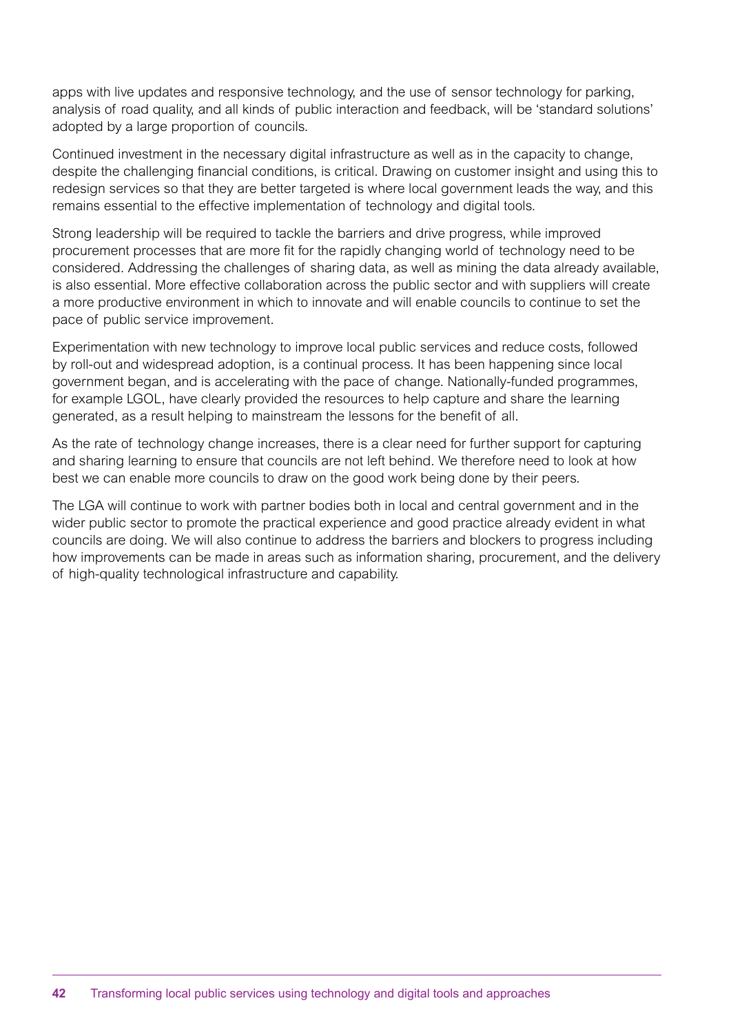apps with live updates and responsive technology, and the use of sensor technology for parking, analysis of road quality, and all kinds of public interaction and feedback, will be 'standard solutions' adopted by a large proportion of councils.

Continued investment in the necessary digital infrastructure as well as in the capacity to change, despite the challenging financial conditions, is critical. Drawing on customer insight and using this to redesign services so that they are better targeted is where local government leads the way, and this remains essential to the effective implementation of technology and digital tools.

Strong leadership will be required to tackle the barriers and drive progress, while improved procurement processes that are more fit for the rapidly changing world of technology need to be considered. Addressing the challenges of sharing data, as well as mining the data already available, is also essential. More effective collaboration across the public sector and with suppliers will create a more productive environment in which to innovate and will enable councils to continue to set the pace of public service improvement.

Experimentation with new technology to improve local public services and reduce costs, followed by roll-out and widespread adoption, is a continual process. It has been happening since local government began, and is accelerating with the pace of change. Nationally-funded programmes, for example LGOL, have clearly provided the resources to help capture and share the learning generated, as a result helping to mainstream the lessons for the benefit of all.

As the rate of technology change increases, there is a clear need for further support for capturing and sharing learning to ensure that councils are not left behind. We therefore need to look at how best we can enable more councils to draw on the good work being done by their peers.

The LGA will continue to work with partner bodies both in local and central government and in the wider public sector to promote the practical experience and good practice already evident in what councils are doing. We will also continue to address the barriers and blockers to progress including how improvements can be made in areas such as information sharing, procurement, and the delivery of high-quality technological infrastructure and capability.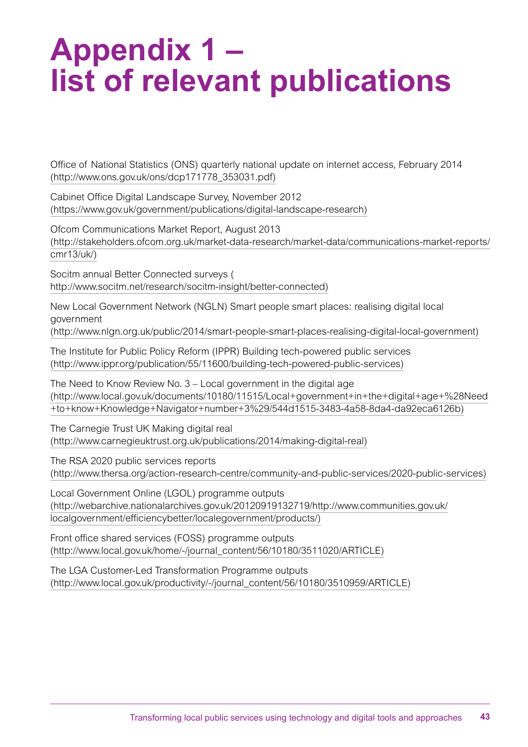# Appendix 1 – list of relevant publications

Office of National Statistics (ONS) quarterly national update on internet access, February 2014 (http://www.ons.gov.uk/ons/dcp171778_353031.pdf)

Cabinet Office Digital Landscape Survey, November 2012 (https://www.gov.uk/government/publications/digital-landscape-research)

Ofcom Communications Market Report, August 2013 (http://stakeholders.ofcom.org.uk/market-data-research/market-data/communications-market-reports/cmr13/uk/)

Socitm annual Better Connected surveys ( http://www.socitm.net/research/socitm-insight/better-connected)

New Local Government Network (NGLN) Smart people smart places: realising digital local government (http://www.nlgn.org.uk/public/2014/smart-people-smart-places-realising-digital-local-government)

The Institute for Public Policy Reform (IPPR) Building tech-powered public services (http://www.ippr.org/publication/55/11600/building-tech-powered-public-services)

The Need to Know Review No. 3 – Local government in the digital age (http://www.local.gov.uk/documents/10180/11515/Local+government+in+the+digital+age+%28Need+to+know+Knowledge+Navigator+number+3%29/544d1515-3483-4a58-8da4-da92eca6126b)

The Carnegie Trust UK Making digital real (http://www.carnegieuktrust.org.uk/publications/2014/making-digital-real)

The RSA 2020 public services reports (http://www.thersa.org/action-research-centre/community-and-public-services/2020-public-services)

Local Government Online (LGOL) programme outputs (http://webarchive.nationalarchives.gov.uk/20120919132719/http://www.communities.gov.uk/localgovernment/efficiencybetter/localegovernment/products/)

Front office shared services (FOSS) programme outputs (http://www.local.gov.uk/home/-/journal_content/56/10180/3511020/ARTICLE)

The LGA Customer-Led Transformation Programme outputs (http://www.local.gov.uk/productivity/-/journal_content/56/10180/3510959/ARTICLE)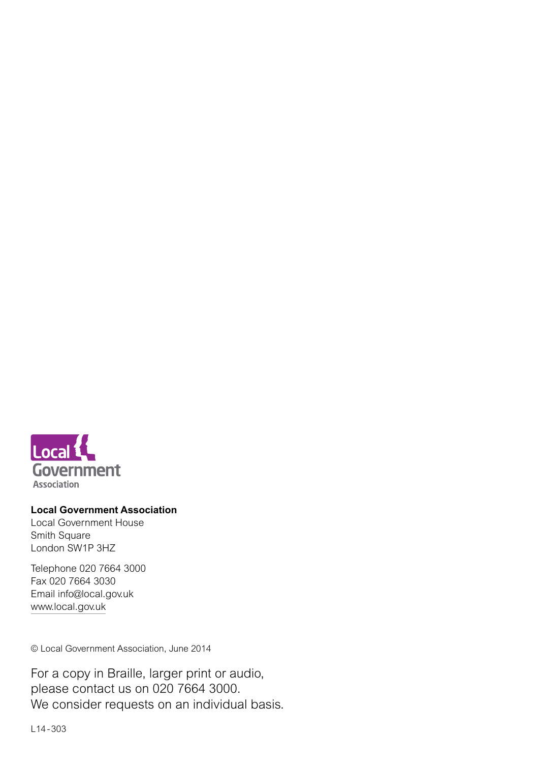Local Government Association

**Local Government Association**
Local Government House
Smith Square
London SW1P 3HZ

Telephone 020 7664 3000
Fax 020 7664 3030
Email info@local.gov.uk
www.local.gov.uk

© Local Government Association, June 2014

For a copy in Braille, larger print or audio, please contact us on 020 7664 3000. We consider requests on an individual basis.

L14-303